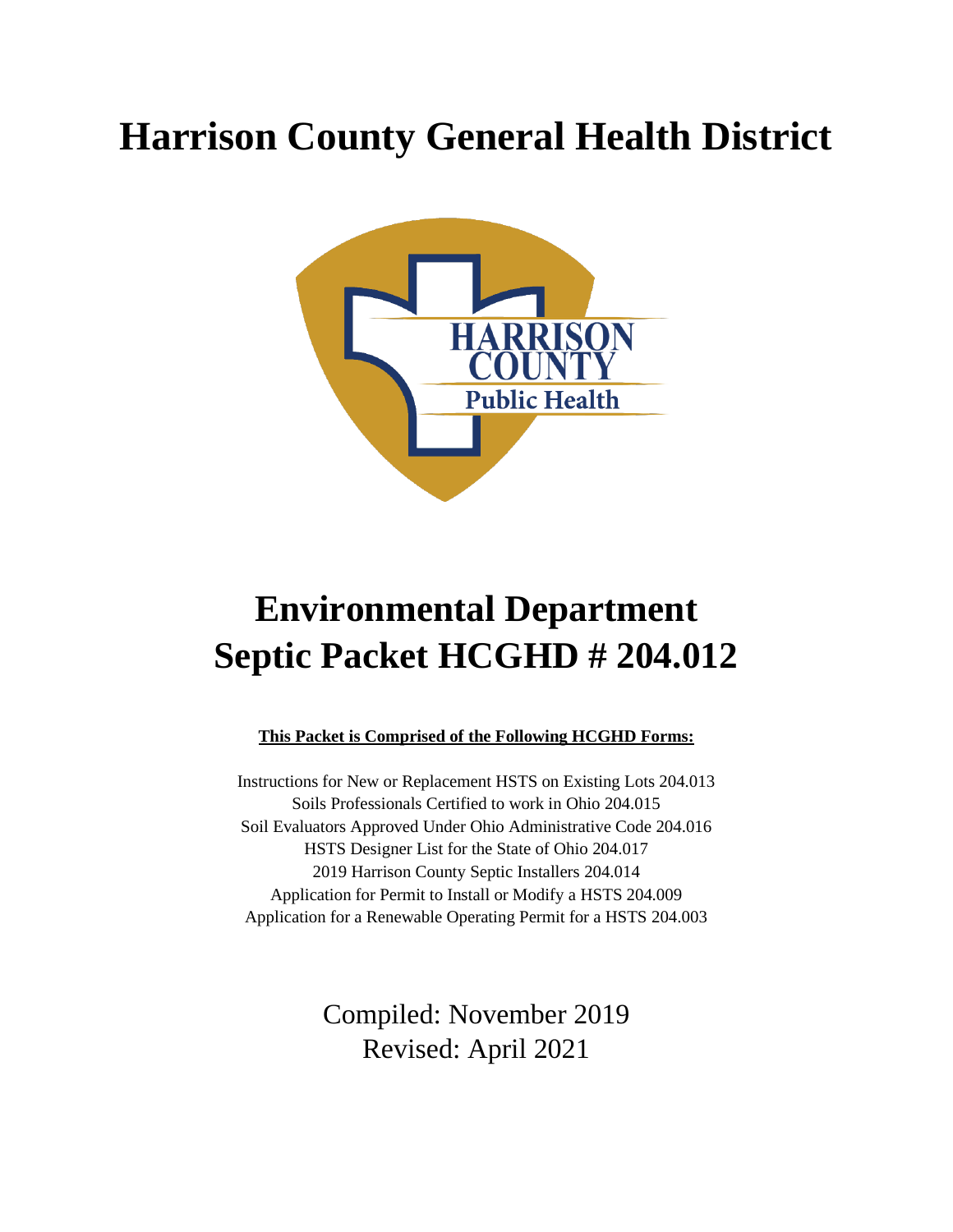# Harrison County General Health District

# Environmental Department
# Septic Packet HCGHD # 204.012

**This Packet is Comprised of the Following HCGHD Forms:**

Instructions for New or Replacement HSTS on Existing Lots 204.013
Soils Professionals Certified to work in Ohio 204.015
Soil Evaluators Approved Under Ohio Administrative Code 204.016
HSTS Designer List for the State of Ohio 204.017
2019 Harrison County Septic Installers 204.014
Application for Permit to Install or Modify a HSTS 204.009
Application for a Renewable Operating Permit for a HSTS 204.003

Compiled: November 2019
Revised: April 2021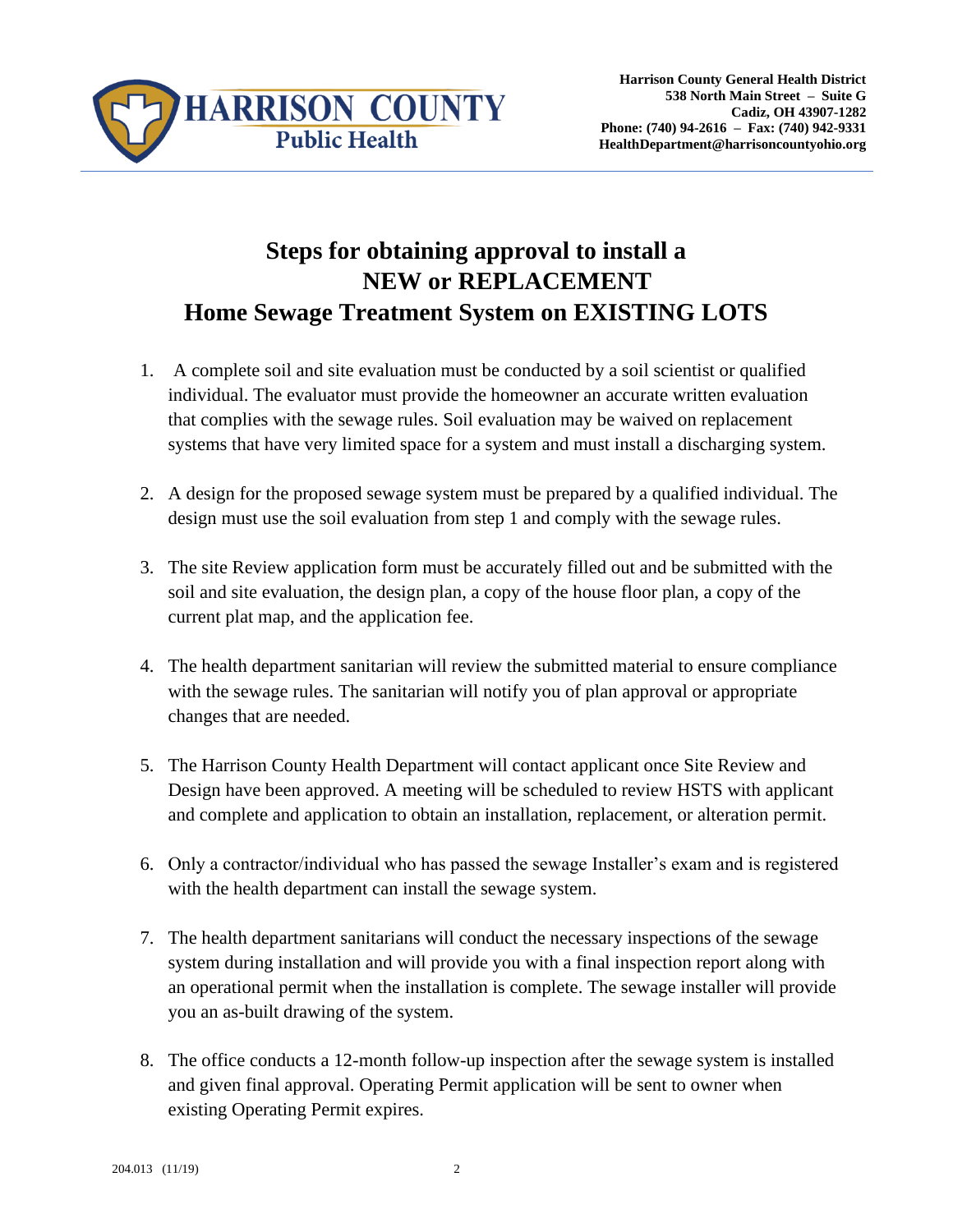Harrison County General Health District
538 North Main Street – Suite G
Cadiz, OH 43907-1282
Phone: (740) 94-2616 – Fax: (740) 942-9331
HealthDepartment@harrisoncountyohio.org

# Steps for obtaining approval to install a NEW or REPLACEMENT Home Sewage Treatment System on EXISTING LOTS

1. A complete soil and site evaluation must be conducted by a soil scientist or qualified individual. The evaluator must provide the homeowner an accurate written evaluation that complies with the sewage rules. Soil evaluation may be waived on replacement systems that have very limited space for a system and must install a discharging system.

2. A design for the proposed sewage system must be prepared by a qualified individual. The design must use the soil evaluation from step 1 and comply with the sewage rules.

3. The site Review application form must be accurately filled out and be submitted with the soil and site evaluation, the design plan, a copy of the house floor plan, a copy of the current plat map, and the application fee.

4. The health department sanitarian will review the submitted material to ensure compliance with the sewage rules. The sanitarian will notify you of plan approval or appropriate changes that are needed.

5. The Harrison County Health Department will contact applicant once Site Review and Design have been approved. A meeting will be scheduled to review HSTS with applicant and complete and application to obtain an installation, replacement, or alteration permit.

6. Only a contractor/individual who has passed the sewage Installer's exam and is registered with the health department can install the sewage system.

7. The health department sanitarians will conduct the necessary inspections of the sewage system during installation and will provide you with a final inspection report along with an operational permit when the installation is complete. The sewage installer will provide you an as-built drawing of the system.

8. The office conducts a 12-month follow-up inspection after the sewage system is installed and given final approval. Operating Permit application will be sent to owner when existing Operating Permit expires.

204.013 (11/19)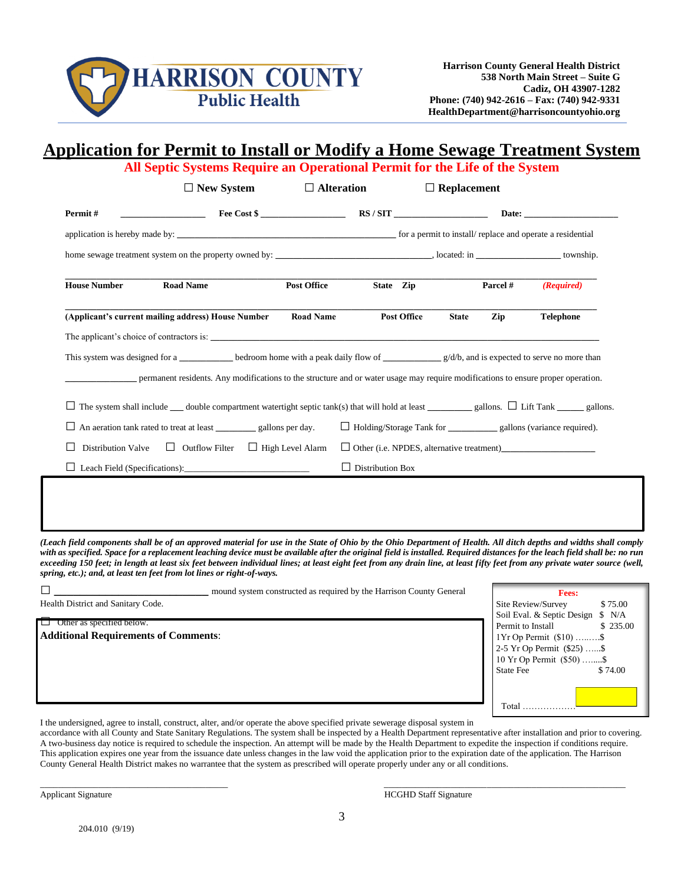**Harrison County General Health District**
**538 North Main Street – Suite G**
**Cadiz, OH 43907-1282**
**Phone: (740) 942-2616 – Fax: (740) 942-9331**
**HealthDepartment@harrisoncountyohio.org**

# Application for Permit to Install or Modify a Home Sewage Treatment System

**All Septic Systems Require an Operational Permit for the Life of the System**

☐ New System ☐ Alteration ☐ Replacement

**Permit #** ________________ **Fee Cost $** ________________ **RS / SIT** ________________ **Date:** ________________

application is hereby made by: ________________________________________ for a permit to install/ replace and operate a residential home sewage treatment system on the property owned by: ______________________________, located: in ________________ township.

_______________________________________________________________________________

**House Number** **Road Name** **Post Office** **State** **Zip** **Parcel #** ***(Required)***

_______________________________________________________________________________

**(Applicant's current mailing address) House Number** **Road Name** **Post Office** **State** **Zip** **Telephone**

The applicant's choice of contractors is: ______________________________________________

This system was designed for a __________ bedroom home with a peak daily flow of __________ g/d/b, and is expected to serve no more than ______________ permanent residents. Any modifications to the structure and or water usage may require modifications to ensure proper operation.

☐ The system shall include ___ double compartment watertight septic tank(s) that will hold at least _________ gallons. ☐ Lift Tank _____ gallons.

☐ An aeration tank rated to treat at least ________ gallons per day. ☐ Holding/Storage Tank for __________ gallons (variance required).

☐ Distribution Valve ☐ Outflow Filter ☐ High Level Alarm ☐ Other (i.e. NPDES, alternative treatment)________________

☐ Leach Field (Specifications):__________________________ ☐ Distribution Box

*(Leach field components shall be of an approved material for use in the State of Ohio by the Ohio Department of Health. All ditch depths and widths shall comply with as specified. Space for a replacement leaching device must be available after the original field is installed. Required distances for the leach field shall be: no run exceeding 150 feet; in length at least six feet between individual lines; at least eight feet from any drain line, at least fifty feet from any private water source (well, spring, etc.); and, at least ten feet from lot lines or right-of-ways.*

☐ ______________________________ mound system constructed as required by the Harrison County General Health District and Sanitary Code.

☐ Other as specified below.

**Additional Requirements of Comments**:

| **Fees:** | |
|---|---|
| Site Review/Survey | $ 75.00 |
| Soil Eval. & Septic Design | $ N/A |
| Permit to Install | $ 235.00 |
| 1Yr Op Permit ($10) | ……...$ |
| 2-5 Yr Op Permit ($25) | …...$ |
| 10 Yr Op Permit ($50) | ….....$ |
| State Fee | $ 74.00 |
| Total ……………… | |

I the undersigned, agree to install, construct, alter, and/or operate the above specified private sewerage disposal system in accordance with all County and State Sanitary Regulations. The system shall be inspected by a Health Department representative after installation and prior to covering. A two-business day notice is required to schedule the inspection. An attempt will be made by the Health Department to expedite the inspection if conditions require. This application expires one year from the issuance date unless changes in the law void the application prior to the expiration date of the application. The Harrison County General Health District makes no warrantee that the system as prescribed will operate properly under any or all conditions.

______________________________ ______________________________

Applicant Signature HCGHD Staff Signature

204.010 (9/19)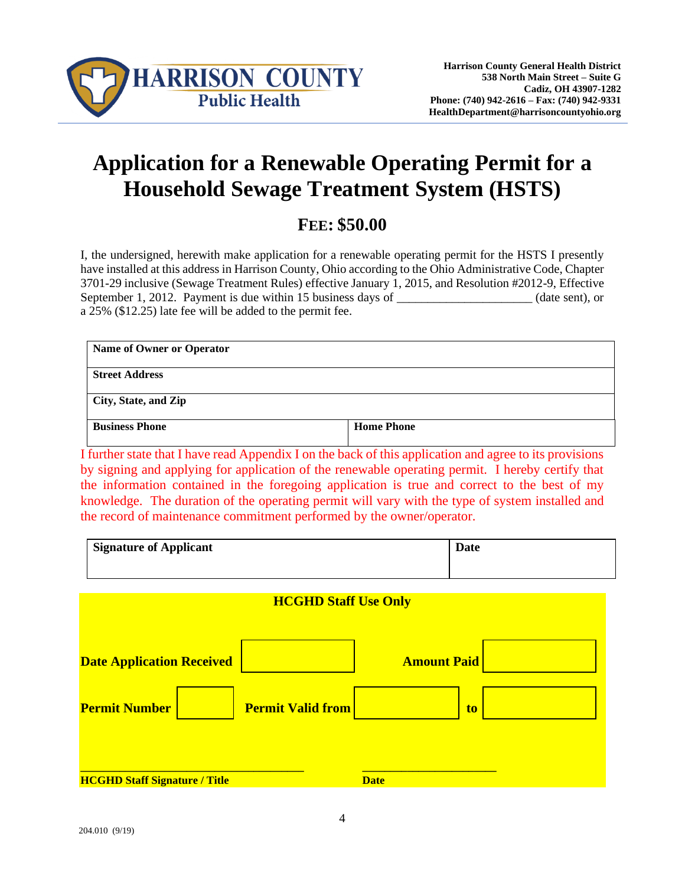**Harrison County General Health District**
**538 North Main Street – Suite G**
**Cadiz, OH 43907-1282**
**Phone: (740) 942-2616 – Fax: (740) 942-9331**
**HealthDepartment@harrisoncountyohio.org**

# Application for a Renewable Operating Permit for a Household Sewage Treatment System (HSTS)

## FEE: $50.00

I, the undersigned, herewith make application for a renewable operating permit for the HSTS I presently have installed at this address in Harrison County, Ohio according to the Ohio Administrative Code, Chapter 3701-29 inclusive (Sewage Treatment Rules) effective January 1, 2015, and Resolution #2012-9, Effective September 1, 2012. Payment is due within 15 business days of _____________________ (date sent), or a 25% ($12.25) late fee will be added to the permit fee.

| **Name of Owner or Operator** | |
|---|---|
| **Street Address** | |
| **City, State, and Zip** | |
| **Business Phone** | **Home Phone** |

I further state that I have read Appendix I on the back of this application and agree to its provisions by signing and applying for application of the renewable operating permit. I hereby certify that the information contained in the foregoing application is true and correct to the best of my knowledge. The duration of the operating permit will vary with the type of system installed and the record of maintenance commitment performed by the owner/operator.

| **Signature of Applicant** | **Date** |
|---|---|
| | |

**HCGHD Staff Use Only**

**Date Application Received** __________ **Amount Paid** __________

**Permit Number** __________ **Permit Valid from** __________ **to** __________

______________________________ ______________________
**HCGHD Staff Signature / Title** **Date**

204.010 (9/19)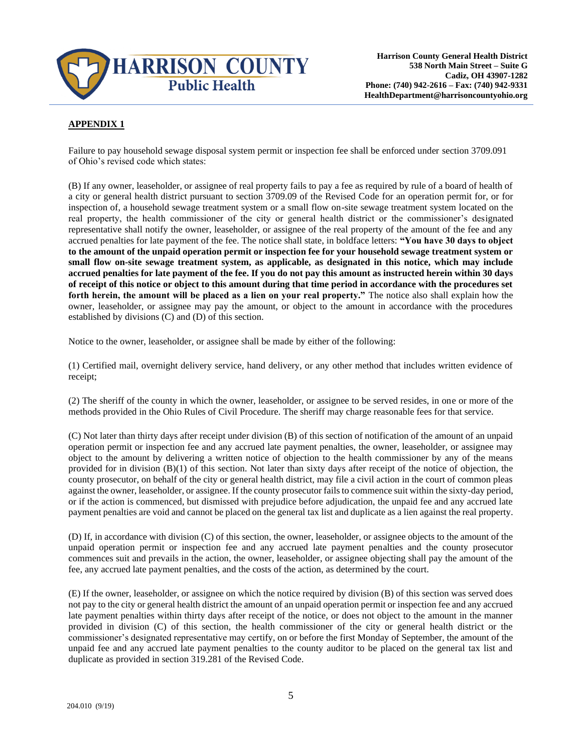**APPENDIX 1**

Failure to pay household sewage disposal system permit or inspection fee shall be enforced under section 3709.091 of Ohio's revised code which states:

(B) If any owner, leaseholder, or assignee of real property fails to pay a fee as required by rule of a board of health of a city or general health district pursuant to section 3709.09 of the Revised Code for an operation permit for, or for inspection of, a household sewage treatment system or a small flow on-site sewage treatment system located on the real property, the health commissioner of the city or general health district or the commissioner's designated representative shall notify the owner, leaseholder, or assignee of the real property of the amount of the fee and any accrued penalties for late payment of the fee. The notice shall state, in boldface letters: **"You have 30 days to object to the amount of the unpaid operation permit or inspection fee for your household sewage treatment system or small flow on-site sewage treatment system, as applicable, as designated in this notice, which may include accrued penalties for late payment of the fee. If you do not pay this amount as instructed herein within 30 days of receipt of this notice or object to this amount during that time period in accordance with the procedures set forth herein, the amount will be placed as a lien on your real property."** The notice also shall explain how the owner, leaseholder, or assignee may pay the amount, or object to the amount in accordance with the procedures established by divisions (C) and (D) of this section.

Notice to the owner, leaseholder, or assignee shall be made by either of the following:

(1) Certified mail, overnight delivery service, hand delivery, or any other method that includes written evidence of receipt;

(2) The sheriff of the county in which the owner, leaseholder, or assignee to be served resides, in one or more of the methods provided in the Ohio Rules of Civil Procedure. The sheriff may charge reasonable fees for that service.

(C) Not later than thirty days after receipt under division (B) of this section of notification of the amount of an unpaid operation permit or inspection fee and any accrued late payment penalties, the owner, leaseholder, or assignee may object to the amount by delivering a written notice of objection to the health commissioner by any of the means provided for in division (B)(1) of this section. Not later than sixty days after receipt of the notice of objection, the county prosecutor, on behalf of the city or general health district, may file a civil action in the court of common pleas against the owner, leaseholder, or assignee. If the county prosecutor fails to commence suit within the sixty-day period, or if the action is commenced, but dismissed with prejudice before adjudication, the unpaid fee and any accrued late payment penalties are void and cannot be placed on the general tax list and duplicate as a lien against the real property.

(D) If, in accordance with division (C) of this section, the owner, leaseholder, or assignee objects to the amount of the unpaid operation permit or inspection fee and any accrued late payment penalties and the county prosecutor commences suit and prevails in the action, the owner, leaseholder, or assignee objecting shall pay the amount of the fee, any accrued late payment penalties, and the costs of the action, as determined by the court.

(E) If the owner, leaseholder, or assignee on which the notice required by division (B) of this section was served does not pay to the city or general health district the amount of an unpaid operation permit or inspection fee and any accrued late payment penalties within thirty days after receipt of the notice, or does not object to the amount in the manner provided in division (C) of this section, the health commissioner of the city or general health district or the commissioner's designated representative may certify, on or before the first Monday of September, the amount of the unpaid fee and any accrued late payment penalties to the county auditor to be placed on the general tax list and duplicate as provided in section 319.281 of the Revised Code.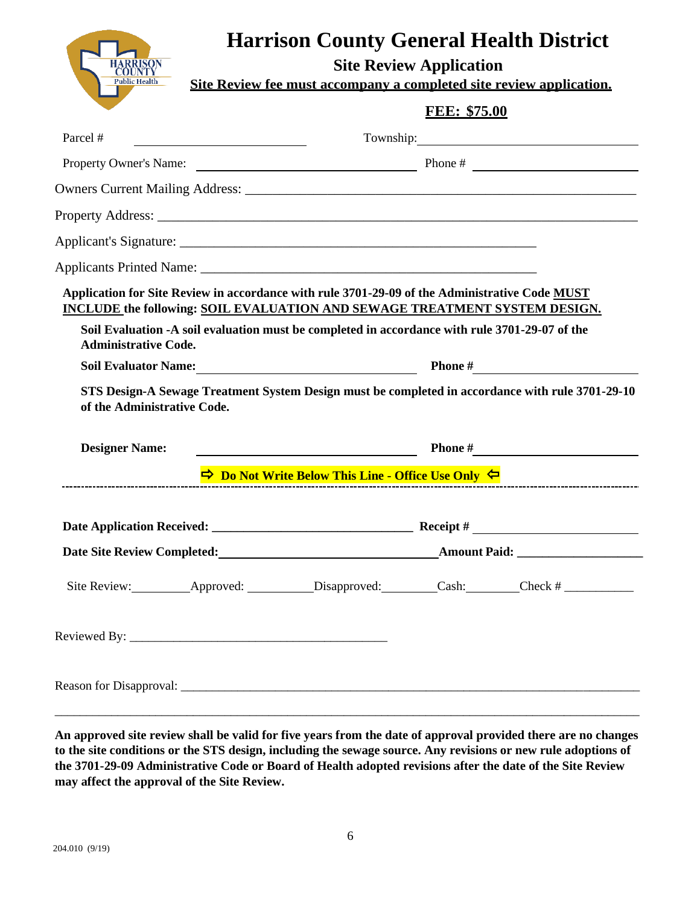# Harrison County General Health District

## Site Review Application

**Site Review fee must accompany a completed site review application.**

**FEE: $75.00**

Parcel # ______________________ Township: ______________________

Property Owner's Name: ______________________ Phone # ______________________

Owners Current Mailing Address: ______________________________________________

Property Address: ______________________________________________

Applicant's Signature: ______________________________________________

Applicants Printed Name: ______________________________________________

**Application for Site Review in accordance with rule 3701-29-09 of the Administrative Code MUST INCLUDE the following: SOIL EVALUATION AND SEWAGE TREATMENT SYSTEM DESIGN.**

**Soil Evaluation -A soil evaluation must be completed in accordance with rule 3701-29-07 of the Administrative Code.**

**Soil Evaluator Name:** ______________________ **Phone #** ______________________

**STS Design-A Sewage Treatment System Design must be completed in accordance with rule 3701-29-10 of the Administrative Code.**

**Designer Name:** ______________________ **Phone #** ______________________

**⇨ Do Not Write Below This Line - Office Use Only ⇦**

---

**Date Application Received:** ______________________ **Receipt #** ______________________

**Date Site Review Completed:** ______________________ **Amount Paid:** ______________________

Site Review: ________ Approved: ________ Disapproved: ________ Cash: ________ Check # ________

Reviewed By: ______________________________________________

Reason for Disapproval: ______________________________________________

______________________________________________

**An approved site review shall be valid for five years from the date of approval provided there are no changes to the site conditions or the STS design, including the sewage source. Any revisions or new rule adoptions of the 3701-29-09 Administrative Code or Board of Health adopted revisions after the date of the Site Review may affect the approval of the Site Review.**

204.010 (9/19)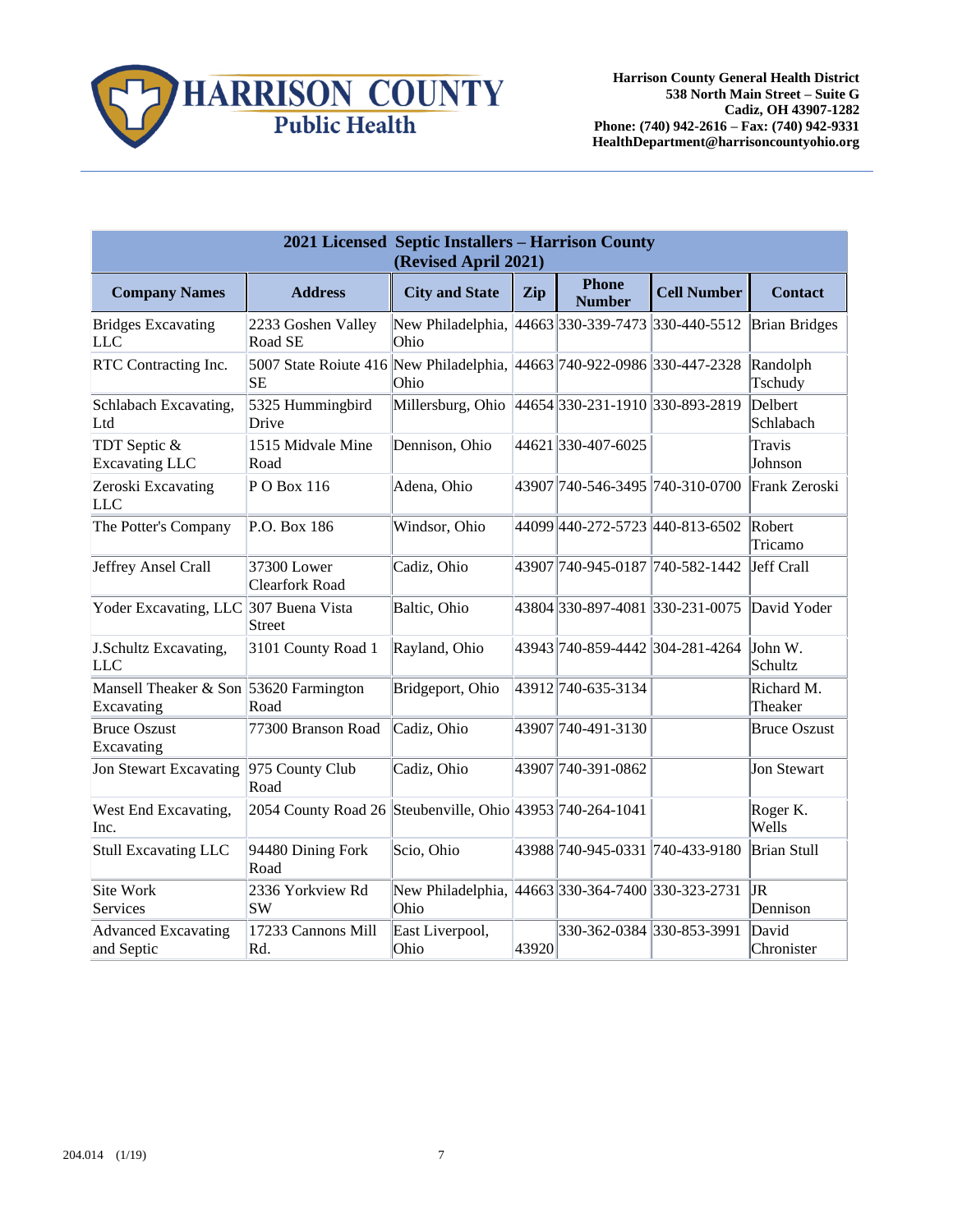**Harrison County General Health District**
**538 North Main Street – Suite G**
**Cadiz, OH 43907-1282**
**Phone: (740) 942-2616 – Fax: (740) 942-9331**
**HealthDepartment@harrisoncountyohio.org**

| **2021 Licensed Septic Installers – Harrison County (Revised April 2021)** | | | | | | |
|---|---|---|---|---|---|---|
| **Company Names** | **Address** | **City and State** | **Zip** | **Phone Number** | **Cell Number** | **Contact** |
| Bridges Excavating LLC | 2233 Goshen Valley Road SE | New Philadelphia, Ohio | 44663 | 330-339-7473 | 330-440-5512 | Brian Bridges |
| RTC Contracting Inc. | 5007 State Roiute 416 SE | New Philadelphia, Ohio | 44663 | 740-922-0986 | 330-447-2328 | Randolph Tschudy |
| Schlabach Excavating, Ltd | 5325 Hummingbird Drive | Millersburg, Ohio | 44654 | 330-231-1910 | 330-893-2819 | Delbert Schlabach |
| TDT Septic & Excavating LLC | 1515 Midvale Mine Road | Dennison, Ohio | 44621 | 330-407-6025 | | Travis Johnson |
| Zeroski Excavating LLC | P O Box 116 | Adena, Ohio | 43907 | 740-546-3495 | 740-310-0700 | Frank Zeroski |
| The Potter's Company | P.O. Box 186 | Windsor, Ohio | 44099 | 440-272-5723 | 440-813-6502 | Robert Tricamo |
| Jeffrey Ansel Crall | 37300 Lower Clearfork Road | Cadiz, Ohio | 43907 | 740-945-0187 | 740-582-1442 | Jeff Crall |
| Yoder Excavating, LLC | 307 Buena Vista Street | Baltic, Ohio | 43804 | 330-897-4081 | 330-231-0075 | David Yoder |
| J.Schultz Excavating, LLC | 3101 County Road 1 | Rayland, Ohio | 43943 | 740-859-4442 | 304-281-4264 | John W. Schultz |
| Mansell Theaker & Son Excavating | 53620 Farmington Road | Bridgeport, Ohio | 43912 | 740-635-3134 | | Richard M. Theaker |
| Bruce Oszust Excavating | 77300 Branson Road | Cadiz, Ohio | 43907 | 740-491-3130 | | Bruce Oszust |
| Jon Stewart Excavating | 975 County Club Road | Cadiz, Ohio | 43907 | 740-391-0862 | | Jon Stewart |
| West End Excavating, Inc. | 2054 County Road 26 | Steubenville, Ohio | 43953 | 740-264-1041 | | Roger K. Wells |
| Stull Excavating LLC | 94480 Dining Fork Road | Scio, Ohio | 43988 | 740-945-0331 | 740-433-9180 | Brian Stull |
| Site Work Services | 2336 Yorkview Rd SW | New Philadelphia, Ohio | 44663 | 330-364-7400 | 330-323-2731 | JR Dennison |
| Advanced Excavating and Septic | 17233 Cannons Mill Rd. | East Liverpool, Ohio | 43920 | 330-362-0384 | 330-853-3991 | David Chronister |

204.014 (1/19)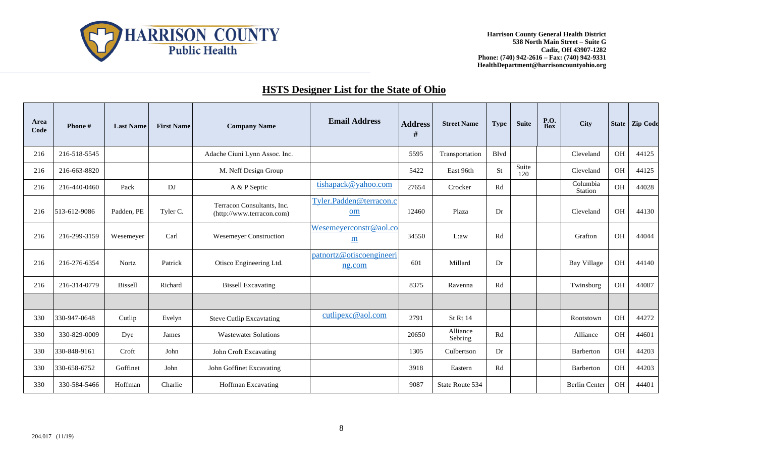Harrison County General Health District
538 North Main Street – Suite G
Cadiz, OH 43907-1282
Phone: (740) 942-2616 – Fax: (740) 942-9331
HealthDepartment@harrisoncountyohio.org

## HSTS Designer List for the State of Ohio

| Area Code | Phone # | Last Name | First Name | Company Name | Email Address | Address # | Street Name | Type | Suite | P.O. Box | City | State | Zip Code |
|---|---|---|---|---|---|---|---|---|---|---|---|---|---|
| 216 | 216-518-5545 | | | Adache Ciuni Lynn Assoc. Inc. | | 5595 | Transportation | Blvd | | | Cleveland | OH | 44125 |
| 216 | 216-663-8820 | | | M. Neff Design Group | | 5422 | East 96th | St | Suite 120 | | Cleveland | OH | 44125 |
| 216 | 216-440-0460 | Pack | DJ | A & P Septic | tishapack@yahoo.com | 27654 | Crocker | Rd | | | Columbia Station | OH | 44028 |
| 216 | 513-612-9086 | Padden, PE | Tyler C. | Terracon Consultants, Inc. (http://www.terracon.com) | Tyler.Padden@terracon.com | 12460 | Plaza | Dr | | | Cleveland | OH | 44130 |
| 216 | 216-299-3159 | Wesemeyer | Carl | Wesemeyer Construction | Wesemeyerconstr@aol.com | 34550 | L:aw | Rd | | | Grafton | OH | 44044 |
| 216 | 216-276-6354 | Nortz | Patrick | Otisco Engineering Ltd. | patnortz@otiscoengineering.com | 601 | Millard | Dr | | | Bay Village | OH | 44140 |
| 216 | 216-314-0779 | Bissell | Richard | Bissell Excavating | | 8375 | Ravenna | Rd | | | Twinsburg | OH | 44087 |
| | | | | | | | | | | | | | |
| 330 | 330-947-0648 | Cutlip | Evelyn | Steve Cutlip Excavtating | cutlipexc@aol.com | 2791 | St Rt 14 | | | | Rootstown | OH | 44272 |
| 330 | 330-829-0009 | Dye | James | Wastewater Solutions | | 20650 | Alliance Sebring | Rd | | | Alliance | OH | 44601 |
| 330 | 330-848-9161 | Croft | John | John Croft Excavating | | 1305 | Culbertson | Dr | | | Barberton | OH | 44203 |
| 330 | 330-658-6752 | Goffinet | John | John Goffinet Excavating | | 3918 | Eastern | Rd | | | Barberton | OH | 44203 |
| 330 | 330-584-5466 | Hoffman | Charlie | Hoffman Excavating | | 9087 | State Route 534 | | | | Berlin Center | OH | 44401 |

204.017 (11/19)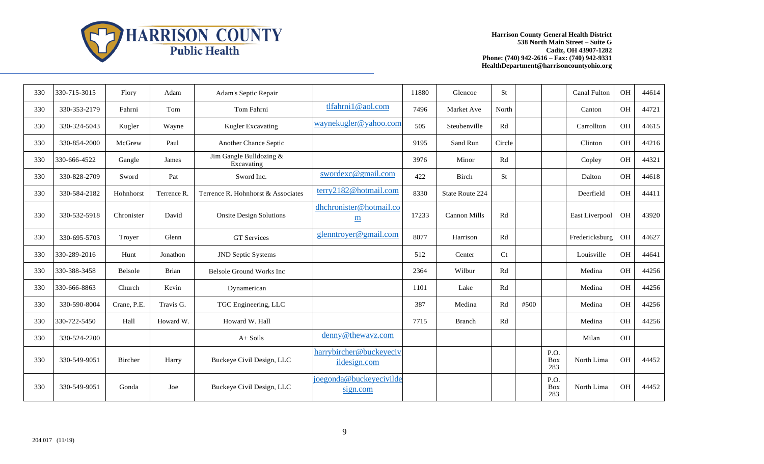**Harrison County General Health District**
**538 North Main Street – Suite G**
**Cadiz, OH 43907-1282**
**Phone: (740) 942-2616 – Fax: (740) 942-9331**
**HealthDepartment@harrisoncountyohio.org**

| | | | | | | | | | | | | | |
|---|---|---|---|---|---|---|---|---|---|---|---|---|---|
| 330 | 330-715-3015 | Flory | Adam | Adam's Septic Repair | | 11880 | Glencoe | St | | | Canal Fulton | OH | 44614 |
| 330 | 330-353-2179 | Fahrni | Tom | Tom Fahrni | tlfahrni1@aol.com | 7496 | Market Ave | North | | | Canton | OH | 44721 |
| 330 | 330-324-5043 | Kugler | Wayne | Kugler Excavating | waynekugler@yahoo.com | 505 | Steubenville | Rd | | | Carrollton | OH | 44615 |
| 330 | 330-854-2000 | McGrew | Paul | Another Chance Septic | | 9195 | Sand Run | Circle | | | Clinton | OH | 44216 |
| 330 | 330-666-4522 | Gangle | James | Jim Gangle Bulldozing & Excavating | | 3976 | Minor | Rd | | | Copley | OH | 44321 |
| 330 | 330-828-2709 | Sword | Pat | Sword Inc. | swordexc@gmail.com | 422 | Birch | St | | | Dalton | OH | 44618 |
| 330 | 330-584-2182 | Hohnhorst | Terrence R. | Terrence R. Hohnhorst & Associates | terry2182@hotmail.com | 8330 | State Route 224 | | | | Deerfield | OH | 44411 |
| 330 | 330-532-5918 | Chronister | David | Onsite Design Solutions | dhchronister@hotmail.com | 17233 | Cannon Mills | Rd | | | East Liverpool | OH | 43920 |
| 330 | 330-695-5703 | Troyer | Glenn | GT Services | glenntroyer@gmail.com | 8077 | Harrison | Rd | | | Fredericksburg | OH | 44627 |
| 330 | 330-289-2016 | Hunt | Jonathon | JND Septic Systems | | 512 | Center | Ct | | | Louisville | OH | 44641 |
| 330 | 330-388-3458 | Belsole | Brian | Belsole Ground Works Inc | | 2364 | Wilbur | Rd | | | Medina | OH | 44256 |
| 330 | 330-666-8863 | Church | Kevin | Dynamerican | | 1101 | Lake | Rd | | | Medina | OH | 44256 |
| 330 | 330-590-8004 | Crane, P.E. | Travis G. | TGC Engineering, LLC | | 387 | Medina | Rd | #500 | | Medina | OH | 44256 |
| 330 | 330-722-5450 | Hall | Howard W. | Howard W. Hall | | 7715 | Branch | Rd | | | Medina | OH | 44256 |
| 330 | 330-524-2200 | | | A+ Soils | denny@thewavz.com | | | | | | Milan | OH | |
| 330 | 330-549-9051 | Bircher | Harry | Buckeye Civil Design, LLC | harrybircher@buckeyecivildesign.com | | | | | P.O. Box 283 | North Lima | OH | 44452 |
| 330 | 330-549-9051 | Gonda | Joe | Buckeye Civil Design, LLC | joegonda@buckeyecivildesign.com | | | | | P.O. Box 283 | North Lima | OH | 44452 |

204.017 (11/19)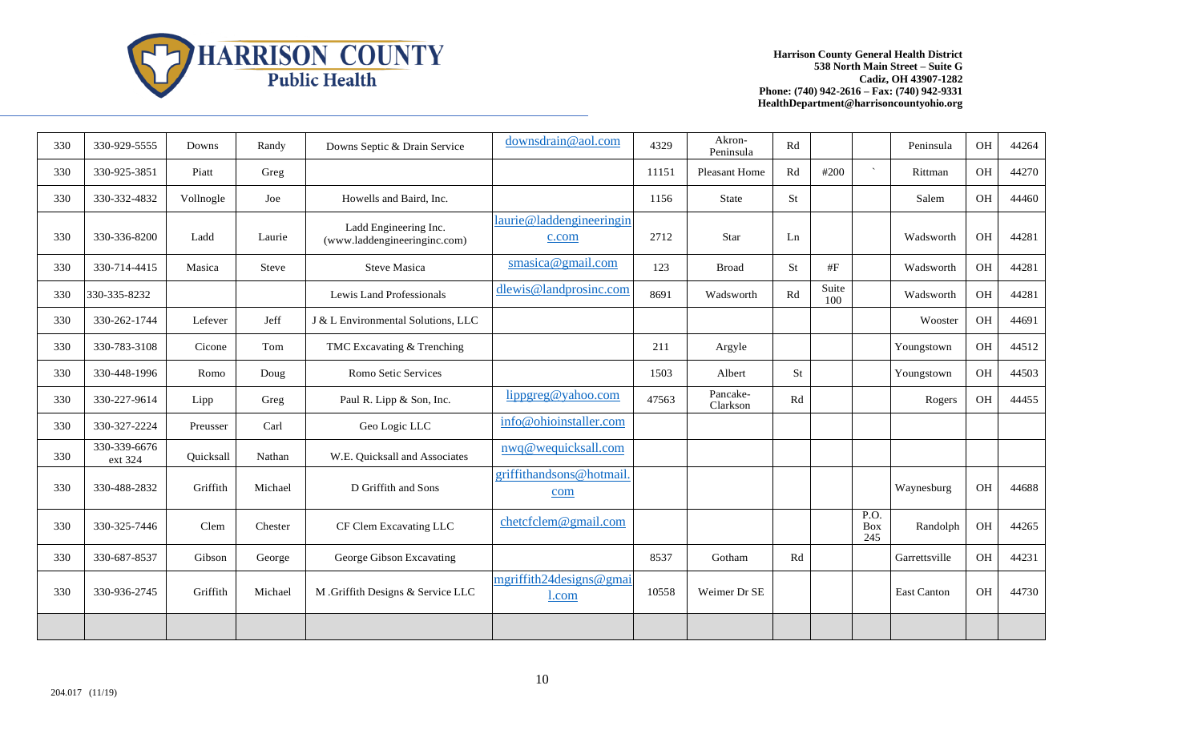Harrison County General Health District
538 North Main Street – Suite G
Cadiz, OH 43907-1282
Phone: (740) 942-2616 – Fax: (740) 942-9331
HealthDepartment@harrisoncountyohio.org

| | | | | | | | | | | | | | |
|---|---|---|---|---|---|---|---|---|---|---|---|---|---|
| 330 | 330-929-5555 | Downs | Randy | Downs Septic & Drain Service | downsdrain@aol.com | 4329 | Akron-Peninsula | Rd | | | Peninsula | OH | 44264 |
| 330 | 330-925-3851 | Piatt | Greg | | | 11151 | Pleasant Home | Rd | #200 | ` | Rittman | OH | 44270 |
| 330 | 330-332-4832 | Vollnogle | Joe | Howells and Baird, Inc. | | 1156 | State | St | | | Salem | OH | 44460 |
| 330 | 330-336-8200 | Ladd | Laurie | Ladd Engineering Inc. (www.laddengineeringinc.com) | laurie@laddengineeringinc.com | 2712 | Star | Ln | | | Wadsworth | OH | 44281 |
| 330 | 330-714-4415 | Masica | Steve | Steve Masica | smasica@gmail.com | 123 | Broad | St | #F | | Wadsworth | OH | 44281 |
| 330 | 330-335-8232 | | | Lewis Land Professionals | dlewis@landprosinc.com | 8691 | Wadsworth | Rd | Suite 100 | | Wadsworth | OH | 44281 |
| 330 | 330-262-1744 | Lefever | Jeff | J & L Environmental Solutions, LLC | | | | | | | Wooster | OH | 44691 |
| 330 | 330-783-3108 | Cicone | Tom | TMC Excavating & Trenching | | 211 | Argyle | | | | Youngstown | OH | 44512 |
| 330 | 330-448-1996 | Romo | Doug | Romo Setic Services | | 1503 | Albert | St | | | Youngstown | OH | 44503 |
| 330 | 330-227-9614 | Lipp | Greg | Paul R. Lipp & Son, Inc. | lippgreg@yahoo.com | 47563 | Pancake-Clarkson | Rd | | | Rogers | OH | 44455 |
| 330 | 330-327-2224 | Preusser | Carl | Geo Logic LLC | info@ohioinstaller.com | | | | | | | | |
| 330 | 330-339-6676 ext 324 | Quicksall | Nathan | W.E. Quicksall and Associates | nwq@wequicksall.com | | | | | | | | |
| 330 | 330-488-2832 | Griffith | Michael | D Griffith and Sons | griffithandsons@hotmail.com | | | | | | Waynesburg | OH | 44688 |
| 330 | 330-325-7446 | Clem | Chester | CF Clem Excavating LLC | chetcfclem@gmail.com | | | | | P.O. Box 245 | Randolph | OH | 44265 |
| 330 | 330-687-8537 | Gibson | George | George Gibson Excavating | | 8537 | Gotham | Rd | | | Garrettsville | OH | 44231 |
| 330 | 330-936-2745 | Griffith | Michael | M .Griffith Designs & Service LLC | mgriffith24designs@gmail.com | 10558 | Weimer Dr SE | | | | East Canton | OH | 44730 |
| | | | | | | | | | | | | | |

204.017 (11/19)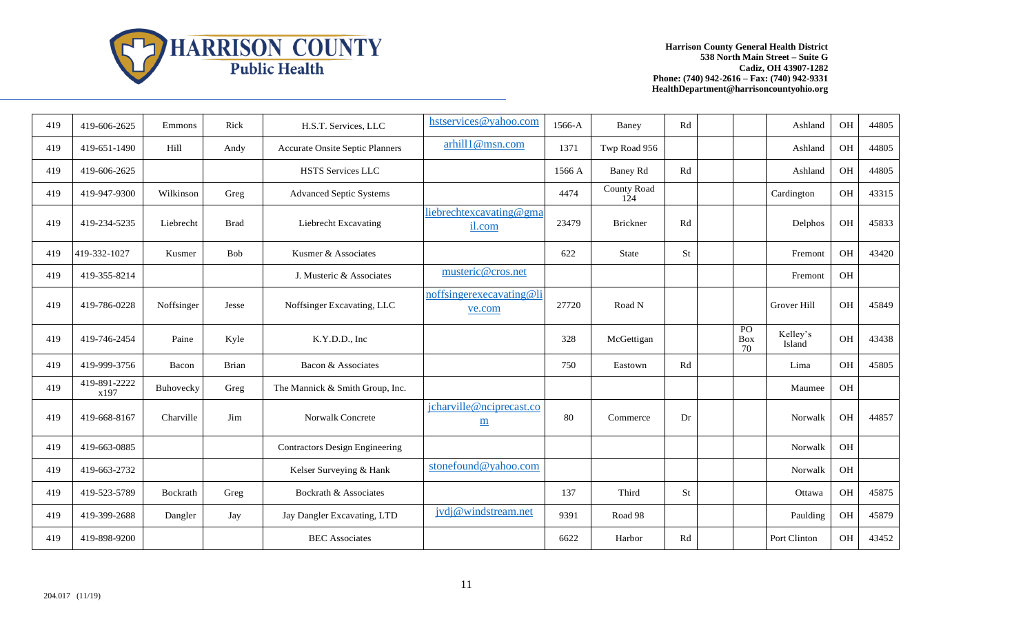| | | | | | | | | | | | | | |
|---|---|---|---|---|---|---|---|---|---|---|---|---|---|
| 419 | 419-606-2625 | Emmons | Rick | H.S.T. Services, LLC | hstservices@yahoo.com | 1566-A | Baney | Rd | | | Ashland | OH | 44805 |
| 419 | 419-651-1490 | Hill | Andy | Accurate Onsite Septic Planners | arhill1@msn.com | 1371 | Twp Road 956 | | | | Ashland | OH | 44805 |
| 419 | 419-606-2625 | | | HSTS Services LLC | | 1566 A | Baney Rd | Rd | | | Ashland | OH | 44805 |
| 419 | 419-947-9300 | Wilkinson | Greg | Advanced Septic Systems | | 4474 | County Road 124 | | | | Cardington | OH | 43315 |
| 419 | 419-234-5235 | Liebrecht | Brad | Liebrecht Excavating | liebrechtexcavating@gmail.com | 23479 | Brickner | Rd | | | Delphos | OH | 45833 |
| 419 | 419-332-1027 | Kusmer | Bob | Kusmer & Associates | | 622 | State | St | | | Fremont | OH | 43420 |
| 419 | 419-355-8214 | | | J. Musteric & Associates | musteric@cros.net | | | | | | Fremont | OH | |
| 419 | 419-786-0228 | Noffsinger | Jesse | Noffsinger Excavating, LLC | noffsingerexecavating@live.com | 27720 | Road N | | | | Grover Hill | OH | 45849 |
| 419 | 419-746-2454 | Paine | Kyle | K.Y.D.D., Inc | | 328 | McGettigan | | | PO Box 70 | Kelley's Island | OH | 43438 |
| 419 | 419-999-3756 | Bacon | Brian | Bacon & Associates | | 750 | Eastown | Rd | | | Lima | OH | 45805 |
| 419 | 419-891-2222 x197 | Buhovecky | Greg | The Mannick & Smith Group, Inc. | | | | | | | Maumee | OH | |
| 419 | 419-668-8167 | Charville | Jim | Norwalk Concrete | jcharville@nciprecast.com | 80 | Commerce | Dr | | | Norwalk | OH | 44857 |
| 419 | 419-663-0885 | | | Contractors Design Engineering | | | | | | | Norwalk | OH | |
| 419 | 419-663-2732 | | | Kelser Surveying & Hank | stonefound@yahoo.com | | | | | | Norwalk | OH | |
| 419 | 419-523-5789 | Bockrath | Greg | Bockrath & Associates | | 137 | Third | St | | | Ottawa | OH | 45875 |
| 419 | 419-399-2688 | Dangler | Jay | Jay Dangler Excavating, LTD | jvdj@windstream.net | 9391 | Road 98 | | | | Paulding | OH | 45879 |
| 419 | 419-898-9200 | | | BEC Associates | | 6622 | Harbor | Rd | | | Port Clinton | OH | 43452 |

204.017 (11/19)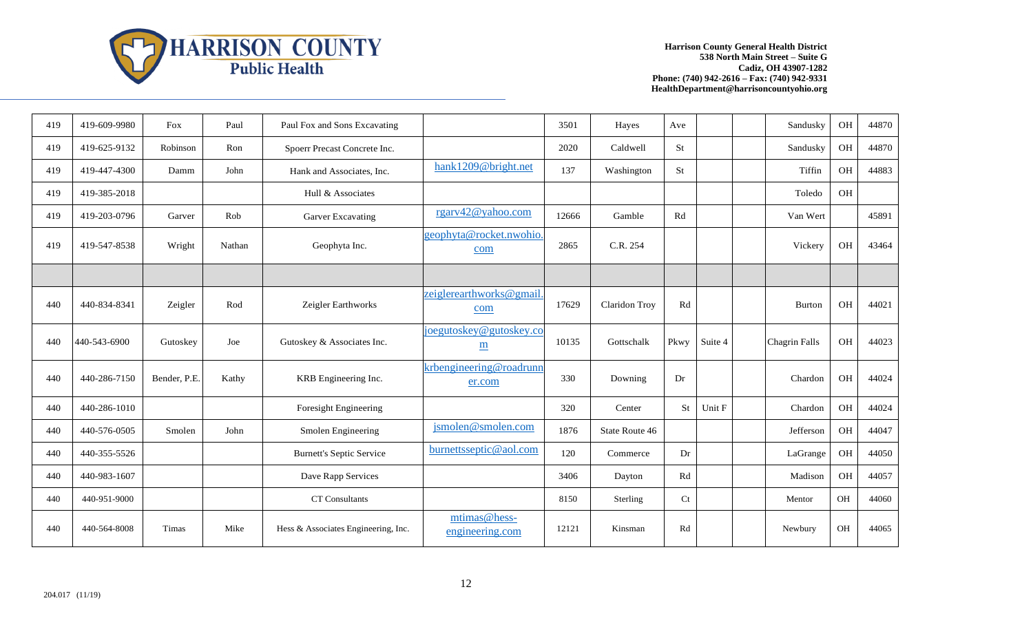| | | | | | | | | | | | | | |
|---|---|---|---|---|---|---|---|---|---|---|---|---|---|
| 419 | 419-609-9980 | Fox | Paul | Paul Fox and Sons Excavating | | 3501 | Hayes | Ave | | | Sandusky | OH | 44870 |
| 419 | 419-625-9132 | Robinson | Ron | Spoerr Precast Concrete Inc. | | 2020 | Caldwell | St | | | Sandusky | OH | 44870 |
| 419 | 419-447-4300 | Damm | John | Hank and Associates, Inc. | hank1209@bright.net | 137 | Washington | St | | | Tiffin | OH | 44883 |
| 419 | 419-385-2018 | | | Hull & Associates | | | | | | | Toledo | OH | |
| 419 | 419-203-0796 | Garver | Rob | Garver Excavating | rgarv42@yahoo.com | 12666 | Gamble | Rd | | | Van Wert | | 45891 |
| 419 | 419-547-8538 | Wright | Nathan | Geophyta Inc. | geophyta@rocket.nwohio.com | 2865 | C.R. 254 | | | | Vickery | OH | 43464 |
| | | | | | | | | | | | | | |
| 440 | 440-834-8341 | Zeigler | Rod | Zeigler Earthworks | zeiglerearthworks@gmail.com | 17629 | Claridon Troy | Rd | | | Burton | OH | 44021 |
| 440 | 440-543-6900 | Gutoskey | Joe | Gutoskey & Associates Inc. | joegutoskey@gutoskey.com | 10135 | Gottschalk | Pkwy | Suite 4 | | Chagrin Falls | OH | 44023 |
| 440 | 440-286-7150 | Bender, P.E. | Kathy | KRB Engineering Inc. | krbengineering@roadrunner.com | 330 | Downing | Dr | | | Chardon | OH | 44024 |
| 440 | 440-286-1010 | | | Foresight Engineering | | 320 | Center | St | Unit F | | Chardon | OH | 44024 |
| 440 | 440-576-0505 | Smolen | John | Smolen Engineering | jsmolen@smolen.com | 1876 | State Route 46 | | | | Jefferson | OH | 44047 |
| 440 | 440-355-5526 | | | Burnett's Septic Service | burnettsseptic@aol.com | 120 | Commerce | Dr | | | LaGrange | OH | 44050 |
| 440 | 440-983-1607 | | | Dave Rapp Services | | 3406 | Dayton | Rd | | | Madison | OH | 44057 |
| 440 | 440-951-9000 | | | CT Consultants | | 8150 | Sterling | Ct | | | Mentor | OH | 44060 |
| 440 | 440-564-8008 | Timas | Mike | Hess & Associates Engineering, Inc. | mtimas@hess-engineering.com | 12121 | Kinsman | Rd | | | Newbury | OH | 44065 |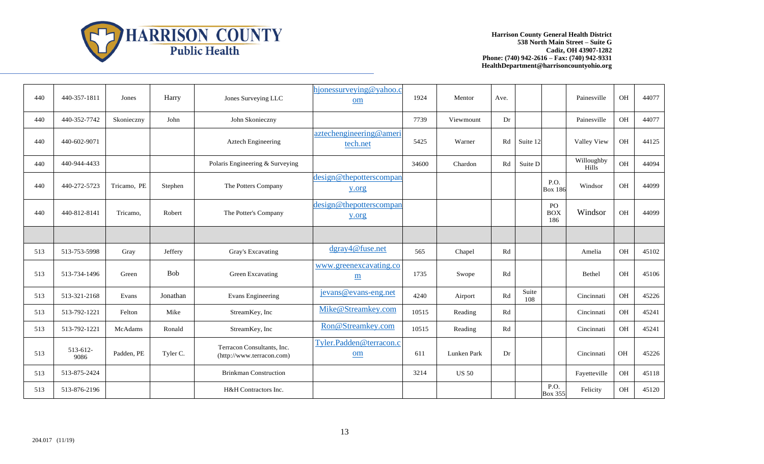Harrison County General Health District
538 North Main Street – Suite G
Cadiz, OH 43907-1282
Phone: (740) 942-2616 – Fax: (740) 942-9331
HealthDepartment@harrisoncountyohio.org

| | | | | | | | | | | | | | |
|---|---|---|---|---|---|---|---|---|---|---|---|---|---|
| 440 | 440-357-1811 | Jones | Harry | Jones Surveying LLC | hjonessurveying@yahoo.com | 1924 | Mentor | Ave. | | | Painesville | OH | 44077 |
| 440 | 440-352-7742 | Skonieczny | John | John Skonieczny | | 7739 | Viewmount | Dr | | | Painesville | OH | 44077 |
| 440 | 440-602-9071 | | | Aztech Engineering | aztechengineering@ameritech.net | 5425 | Warner | Rd | Suite 12 | | Valley View | OH | 44125 |
| 440 | 440-944-4433 | | | Polaris Engineering & Surveying | | 34600 | Chardon | Rd | Suite D | | Willoughby Hills | OH | 44094 |
| 440 | 440-272-5723 | Tricamo, PE | Stephen | The Potters Company | design@thepotterscompany.org | | | | | P.O. Box 186 | Windsor | OH | 44099 |
| 440 | 440-812-8141 | Tricamo, | Robert | The Potter's Company | design@thepotterscompany.org | | | | | PO BOX 186 | Windsor | OH | 44099 |
| | | | | | | | | | | | | | |
| 513 | 513-753-5998 | Gray | Jeffery | Gray's Excavating | dgray4@fuse.net | 565 | Chapel | Rd | | | Amelia | OH | 45102 |
| 513 | 513-734-1496 | Green | Bob | Green Excavating | www.greenexcavating.com | 1735 | Swope | Rd | | | Bethel | OH | 45106 |
| 513 | 513-321-2168 | Evans | Jonathan | Evans Engineering | jevans@evans-eng.net | 4240 | Airport | Rd | Suite 108 | | Cincinnati | OH | 45226 |
| 513 | 513-792-1221 | Felton | Mike | StreamKey, Inc | Mike@Streamkey.com | 10515 | Reading | Rd | | | Cincinnati | OH | 45241 |
| 513 | 513-792-1221 | McAdams | Ronald | StreamKey, Inc | Ron@Streamkey.com | 10515 | Reading | Rd | | | Cincinnati | OH | 45241 |
| 513 | 513-612-9086 | Padden, PE | Tyler C. | Terracon Consultants, Inc. (http://www.terracon.com) | Tyler.Padden@terracon.com | 611 | Lunken Park | Dr | | | Cincinnati | OH | 45226 |
| 513 | 513-875-2424 | | | Brinkman Construction | | 3214 | US 50 | | | | Fayetteville | OH | 45118 |
| 513 | 513-876-2196 | | | H&H Contractors Inc. | | | | | | P.O. Box 355 | Felicity | OH | 45120 |

204.017 (11/19)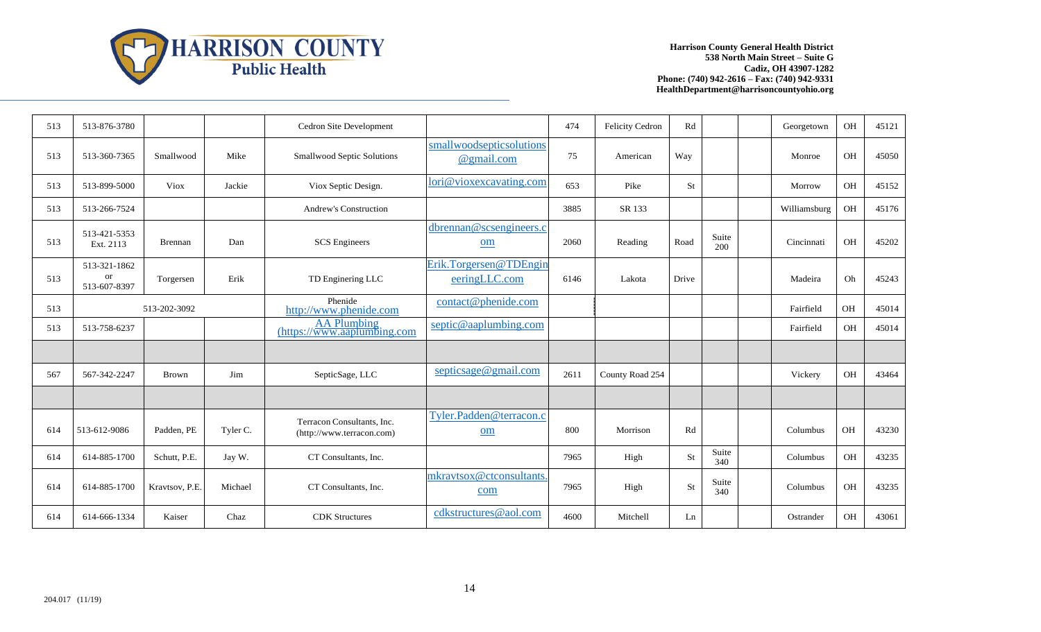**Harrison County General Health District**
**538 North Main Street – Suite G**
**Cadiz, OH 43907-1282**
**Phone: (740) 942-2616 – Fax: (740) 942-9331**
**HealthDepartment@harrisoncountyohio.org**

| | | | | | | | | | | | | | |
|---|---|---|---|---|---|---|---|---|---|---|---|---|---|
| 513 | 513-876-3780 | | | Cedron Site Development | | 474 | Felicity Cedron | Rd | | | Georgetown | OH | 45121 |
| 513 | 513-360-7365 | Smallwood | Mike | Smallwood Septic Solutions | smallwoodsepticsolutions@gmail.com | 75 | American | Way | | | Monroe | OH | 45050 |
| 513 | 513-899-5000 | Viox | Jackie | Viox Septic Design. | lori@vioxexcavating.com | 653 | Pike | St | | | Morrow | OH | 45152 |
| 513 | 513-266-7524 | | | Andrew's Construction | | 3885 | SR 133 | | | | Williamsburg | OH | 45176 |
| 513 | 513-421-5353 Ext. 2113 | Brennan | Dan | SCS Engineers | dbrennan@scsengineers.com | 2060 | Reading | Road | Suite 200 | | Cincinnati | OH | 45202 |
| 513 | 513-321-1862 or 513-607-8397 | Torgersen | Erik | TD Enginering LLC | Erik.Torgersen@TDEngineeringLLC.com | 6146 | Lakota | Drive | | | Madeira | Oh | 45243 |
| 513 | 513-202-3092 | | | Phenide http://www.phenide.com | contact@phenide.com | | | | | | Fairfield | OH | 45014 |
| 513 | 513-758-6237 | | | AA Plumbing (https://www.aaplumbing.com | septic@aaplumbing.com | | | | | | Fairfield | OH | 45014 |
| | | | | | | | | | | | | | |
| 567 | 567-342-2247 | Brown | Jim | SepticSage, LLC | septicsage@gmail.com | 2611 | County Road 254 | | | | Vickery | OH | 43464 |
| | | | | | | | | | | | | | |
| 614 | 513-612-9086 | Padden, PE | Tyler C. | Terracon Consultants, Inc. (http://www.terracon.com) | Tyler.Padden@terracon.com | 800 | Morrison | Rd | | | Columbus | OH | 43230 |
| 614 | 614-885-1700 | Schutt, P.E. | Jay W. | CT Consultants, Inc. | | 7965 | High | St | Suite 340 | | Columbus | OH | 43235 |
| 614 | 614-885-1700 | Kravtsov, P.E. | Michael | CT Consultants, Inc. | mkravtsox@ctconsultants.com | 7965 | High | St | Suite 340 | | Columbus | OH | 43235 |
| 614 | 614-666-1334 | Kaiser | Chaz | CDK Structures | cdkstructures@aol.com | 4600 | Mitchell | Ln | | | Ostrander | OH | 43061 |

204.017 (11/19)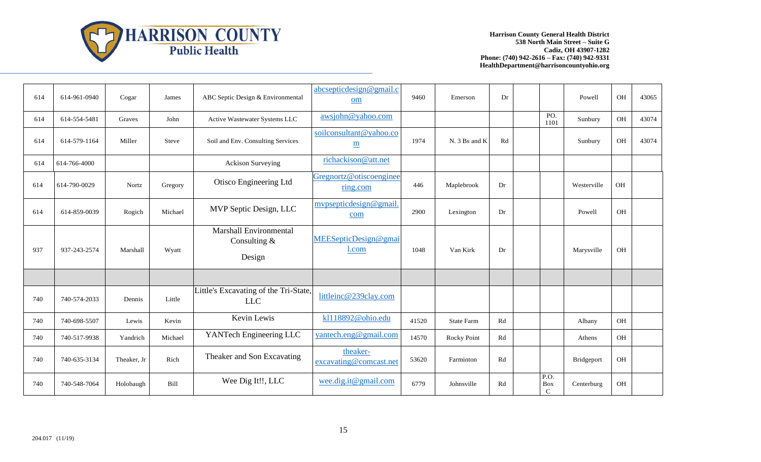Harrison County General Health District
538 North Main Street – Suite G
Cadiz, OH 43907-1282
Phone: (740) 942-2616 – Fax: (740) 942-9331
HealthDepartment@harrisoncountyohio.org

| | | | | | | | | | | | | | |
|---|---|---|---|---|---|---|---|---|---|---|---|---|---|
| 614 | 614-961-0940 | Cogar | James | ABC Septic Design & Environmental | abcsepticdesign@gmail.com | 9460 | Emerson | Dr | | | Powell | OH | 43065 |
| 614 | 614-554-5481 | Graves | John | Active Wastewater Systems LLC | awsjohn@yahoo.com | | | | | PO. 1101 | Sunbury | OH | 43074 |
| 614 | 614-579-1164 | Miller | Steve | Soil and Env. Consulting Services | soilconsultant@yahoo.com | 1974 | N. 3 Bs and K | Rd | | | Sunbury | OH | 43074 |
| 614 | 614-766-4000 | | | Ackison Surveying | richackison@att.net | | | | | | | | |
| 614 | 614-790-0029 | Nortz | Gregory | Otisco Engineering Ltd | Gregnortz@otiscoengineering.com | 446 | Maplebrook | Dr | | | Westerville | OH | |
| 614 | 614-859-0039 | Rogich | Michael | MVP Septic Design, LLC | mvpsepticdesign@gmail.com | 2900 | Lexington | Dr | | | Powell | OH | |
| 937 | 937-243-2574 | Marshall | Wyatt | Marshall Environmental Consulting & Design | MEESepticDesign@gmail.com | 1048 | Van Kirk | Dr | | | Marysville | OH | |
| | | | | | | | | | | | | | |
| 740 | 740-574-2033 | Dennis | Little | Little's Excavating of the Tri-State, LLC | littleinc@239clay.com | | | | | | | | |
| 740 | 740-698-5507 | Lewis | Kevin | Kevin Lewis | kl118892@ohio.edu | 41520 | State Farm | Rd | | | Albany | OH | |
| 740 | 740-517-9938 | Yandrich | Michael | YANTech Engineering LLC | yantech.eng@gmail.com | 14570 | Rocky Point | Rd | | | Athens | OH | |
| 740 | 740-635-3134 | Theaker, Jr | Rich | Theaker and Son Excavating | theaker-excavating@comcast.net | 53620 | Farminton | Rd | | | Bridgeport | OH | |
| 740 | 740-548-7064 | Holobaugh | Bill | Wee Dig It!!, LLC | wee.dig.it@gmail.com | 6779 | Johnsville | Rd | | P.O. Box C | Centerburg | OH | |

204.017 (11/19)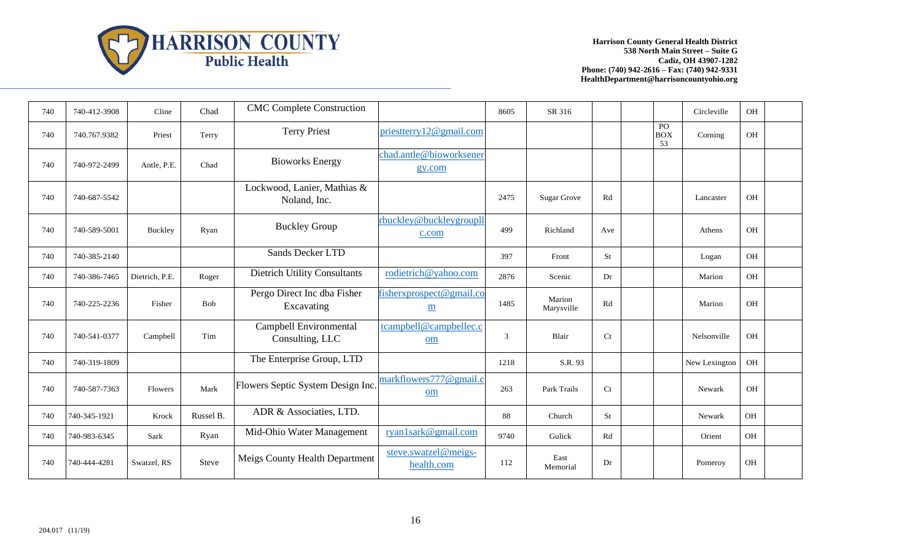Harrison County General Health District
538 North Main Street – Suite G
Cadiz, OH 43907-1282
Phone: (740) 942-2616 – Fax: (740) 942-9331
HealthDepartment@harrisoncountyohio.org

| | | | | | | | | | | | | | |
|---|---|---|---|---|---|---|---|---|---|---|---|---|---|
| 740 | 740-412-3908 | Cline | Chad | CMC Complete Construction | | 8605 | SR 316 | | | | Circleville | OH | |
| 740 | 740.767.9382 | Priest | Terry | Terry Priest | priestterry12@gmail.com | | | | | PO BOX 53 | Corning | OH | |
| 740 | 740-972-2499 | Antle, P.E. | Chad | Bioworks Energy | chad.antle@bioworksenergy.com | | | | | | | | |
| 740 | 740-687-5542 | | | Lockwood, Lanier, Mathias & Noland, Inc. | | 2475 | Sugar Grove | Rd | | | Lancaster | OH | |
| 740 | 740-589-5001 | Buckley | Ryan | Buckley Group | rbuckley@buckleygroupllc.com | 499 | Richland | Ave | | | Athens | OH | |
| 740 | 740-385-2140 | | | Sands Decker LTD | | 397 | Front | St | | | Logan | OH | |
| 740 | 740-386-7465 | Dietrich, P.E. | Roger | Dietrich Utility Consultants | rodietrich@yahoo.com | 2876 | Scenic | Dr | | | Marion | OH | |
| 740 | 740-225-2236 | Fisher | Bob | Pergo Direct Inc dba Fisher Excavating | fisherxprospect@gmail.com | 1485 | Marion Marysville | Rd | | | Marion | OH | |
| 740 | 740-541-0377 | Campbell | Tim | Campbell Environmental Consulting, LLC | tcampbell@campbellec.com | 3 | Blair | Ct | | | Nelsonville | OH | |
| 740 | 740-319-1809 | | | The Enterprise Group, LTD | | 1218 | S.R. 93 | | | | New Lexington | OH | |
| 740 | 740-587-7363 | Flowers | Mark | Flowers Septic System Design Inc. | markflowers777@gmail.com | 263 | Park Trails | Ct | | | Newark | OH | |
| 740 | 740-345-1921 | Krock | Russel B. | ADR & Associaties, LTD. | | 88 | Church | St | | | Newark | OH | |
| 740 | 740-983-6345 | Sark | Ryan | Mid-Ohio Water Management | ryan1sark@gmail.com | 9740 | Gulick | Rd | | | Orient | OH | |
| 740 | 740-444-4281 | Swatzel, RS | Steve | Meigs County Health Department | steve.swatzel@meigs-health.com | 112 | East Memorial | Dr | | | Pomeroy | OH | |

204.017 (11/19)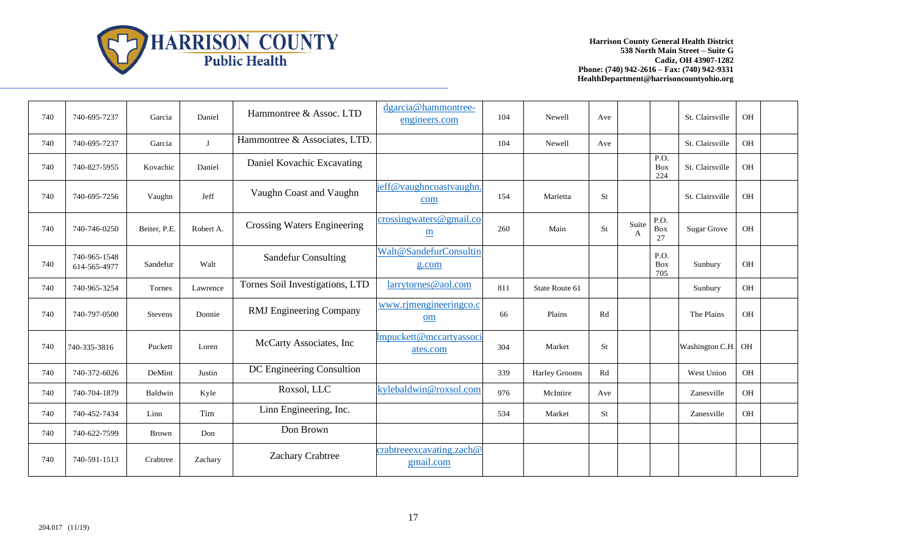Harrison County General Health District
538 North Main Street – Suite G
Cadiz, OH 43907-1282
Phone: (740) 942-2616 – Fax: (740) 942-9331
HealthDepartment@harrisoncountyohio.org

| | | | | | | | | | | | | | |
|---|---|---|---|---|---|---|---|---|---|---|---|---|---|
| 740 | 740-695-7237 | Garcia | Daniel | Hammontree & Assoc. LTD | dgarcia@hammontree-engineers.com | 104 | Newell | Ave | | | St. Clairsville | OH | |
| 740 | 740-695-7237 | Garcia | J | Hammontree & Associates, LTD. | | 104 | Newell | Ave | | | St. Clairsville | OH | |
| 740 | 740-827-5955 | Kovachic | Daniel | Daniel Kovachic Excavating | | | | | | P.O. Box 224 | St. Clairsville | OH | |
| 740 | 740-695-7256 | Vaughn | Jeff | Vaughn Coast and Vaughn | jeff@vaughncoastvaughn.com | 154 | Marietta | St | | | St. Clairsville | OH | |
| 740 | 740-746-0250 | Beiter, P.E. | Robert A. | Crossing Waters Engineering | crossingwaters@gmail.com | 260 | Main | St | Suite A | P.O. Box 27 | Sugar Grove | OH | |
| 740 | 740-965-1548 614-565-4977 | Sandefur | Walt | Sandefur Consulting | Walt@SandefurConsulting.com | | | | | P.O. Box 705 | Sunbury | OH | |
| 740 | 740-965-3254 | Tornes | Lawrence | Tornes Soil Investigations, LTD | larrytornes@aol.com | 811 | State Route 61 | | | | Sunbury | OH | |
| 740 | 740-797-0500 | Stevens | Donnie | RMJ Engineering Company | www.rjmengineeringco.com | 66 | Plains | Rd | | | The Plains | OH | |
| 740 | 740-335-3816 | Puckett | Loren | McCarty Associates, Inc | lmpuckett@mccartyassociates.com | 304 | Market | St | | | Washington C.H. | OH | |
| 740 | 740-372-6026 | DeMint | Justin | DC Engineering Consultion | | 339 | Harley Grooms | Rd | | | West Union | OH | |
| 740 | 740-704-1879 | Baldwin | Kyle | Roxsol, LLC | kylebaldwin@roxsol.com | 976 | McIntire | Ave | | | Zanesville | OH | |
| 740 | 740-452-7434 | Linn | Tim | Linn Engineering, Inc. | | 534 | Market | St | | | Zanesville | OH | |
| 740 | 740-622-7599 | Brown | Don | Don Brown | | | | | | | | | |
| 740 | 740-591-1513 | Crabtree | Zachary | Zachary Crabtree | crabtreeexcavating.zach@gmail.com | | | | | | | | |

204.017 (11/19)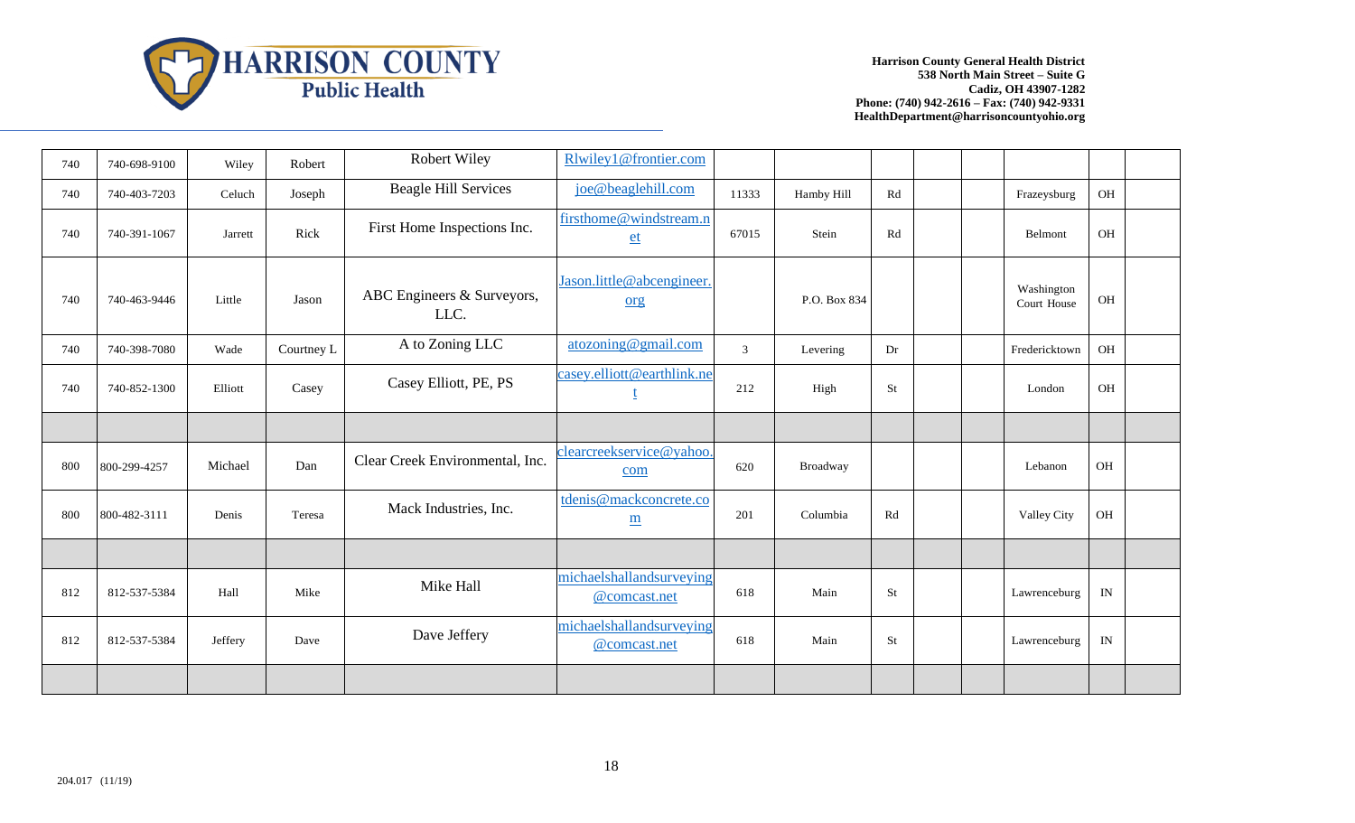**Harrison County General Health District**
**538 North Main Street – Suite G**
**Cadiz, OH 43907-1282**
**Phone: (740) 942-2616 – Fax: (740) 942-9331**
**HealthDepartment@harrisoncountyohio.org**

| | | | | | | | | | | | | | |
|---|---|---|---|---|---|---|---|---|---|---|---|---|---|
| 740 | 740-698-9100 | Wiley | Robert | Robert Wiley | Rlwiley1@frontier.com | | | | | | | | |
| 740 | 740-403-7203 | Celuch | Joseph | Beagle Hill Services | joe@beaglehill.com | 11333 | Hamby Hill | Rd | | | Frazeysburg | OH | |
| 740 | 740-391-1067 | Jarrett | Rick | First Home Inspections Inc. | firsthome@windstream.net | 67015 | Stein | Rd | | | Belmont | OH | |
| 740 | 740-463-9446 | Little | Jason | ABC Engineers & Surveyors, LLC. | Jason.little@abcengineer.org | | P.O. Box 834 | | | | Washington Court House | OH | |
| 740 | 740-398-7080 | Wade | Courtney L | A to Zoning LLC | atozoning@gmail.com | 3 | Levering | Dr | | | Fredericktown | OH | |
| 740 | 740-852-1300 | Elliott | Casey | Casey Elliott, PE, PS | casey.elliott@earthlink.net | 212 | High | St | | | London | OH | |
| | | | | | | | | | | | | | |
| 800 | 800-299-4257 | Michael | Dan | Clear Creek Environmental, Inc. | clearcreekservice@yahoo.com | 620 | Broadway | | | | Lebanon | OH | |
| 800 | 800-482-3111 | Denis | Teresa | Mack Industries, Inc. | tdenis@mackconcrete.com | 201 | Columbia | Rd | | | Valley City | OH | |
| | | | | | | | | | | | | | |
| 812 | 812-537-5384 | Hall | Mike | Mike Hall | michaelshallandsurveying@comcast.net | 618 | Main | St | | | Lawrenceburg | IN | |
| 812 | 812-537-5384 | Jeffery | Dave | Dave Jeffery | michaelshallandsurveying@comcast.net | 618 | Main | St | | | Lawrenceburg | IN | |
| | | | | | | | | | | | | | |

204.017 (11/19)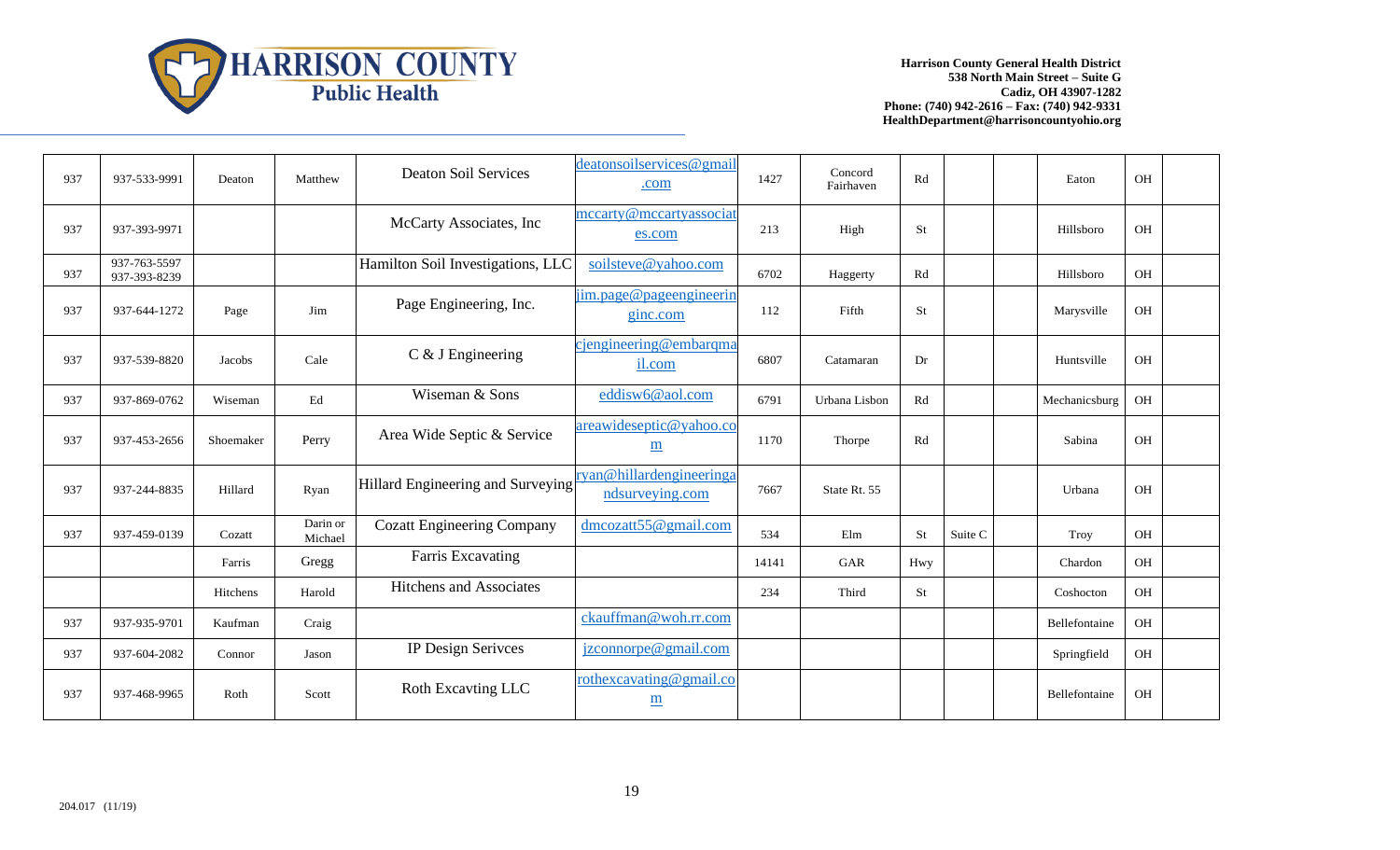Harrison County General Health District
538 North Main Street – Suite G
Cadiz, OH 43907-1282
Phone: (740) 942-2616 – Fax: (740) 942-9331
HealthDepartment@harrisoncountyohio.org

| | | | | | | | | | | | | | |
|---|---|---|---|---|---|---|---|---|---|---|---|---|---|
| 937 | 937-533-9991 | Deaton | Matthew | Deaton Soil Services | deatonsoilservices@gmail.com | 1427 | Concord Fairhaven | Rd | | | Eaton | OH | |
| 937 | 937-393-9971 | | | McCarty Associates, Inc | mccarty@mccartyassociates.com | 213 | High | St | | | Hillsboro | OH | |
| 937 | 937-763-5597 937-393-8239 | | | Hamilton Soil Investigations, LLC | soilsteve@yahoo.com | 6702 | Haggerty | Rd | | | Hillsboro | OH | |
| 937 | 937-644-1272 | Page | Jim | Page Engineering, Inc. | jim.page@pageengineeringinc.com | 112 | Fifth | St | | | Marysville | OH | |
| 937 | 937-539-8820 | Jacobs | Cale | C & J Engineering | cjengineering@embarqmail.com | 6807 | Catamaran | Dr | | | Huntsville | OH | |
| 937 | 937-869-0762 | Wiseman | Ed | Wiseman & Sons | eddisw6@aol.com | 6791 | Urbana Lisbon | Rd | | | Mechanicsburg | OH | |
| 937 | 937-453-2656 | Shoemaker | Perry | Area Wide Septic & Service | areawideseptic@yahoo.com | 1170 | Thorpe | Rd | | | Sabina | OH | |
| 937 | 937-244-8835 | Hillard | Ryan | Hillard Engineering and Surveying | ryan@hillardengineeringandsurveying.com | 7667 | State Rt. 55 | | | | Urbana | OH | |
| 937 | 937-459-0139 | Cozatt | Darin or Michael | Cozatt Engineering Company | dmcozatt55@gmail.com | 534 | Elm | St | Suite C | | Troy | OH | |
| | | Farris | Gregg | Farris Excavating | | 14141 | GAR | Hwy | | | Chardon | OH | |
| | | Hitchens | Harold | Hitchens and Associates | | 234 | Third | St | | | Coshocton | OH | |
| 937 | 937-935-9701 | Kaufman | Craig | | ckauffman@woh.rr.com | | | | | | Bellefontaine | OH | |
| 937 | 937-604-2082 | Connor | Jason | IP Design Serivces | jzconnorpe@gmail.com | | | | | | Springfield | OH | |
| 937 | 937-468-9965 | Roth | Scott | Roth Excavting LLC | rothexcavating@gmail.com | | | | | | Bellefontaine | OH | |

204.017 (11/19)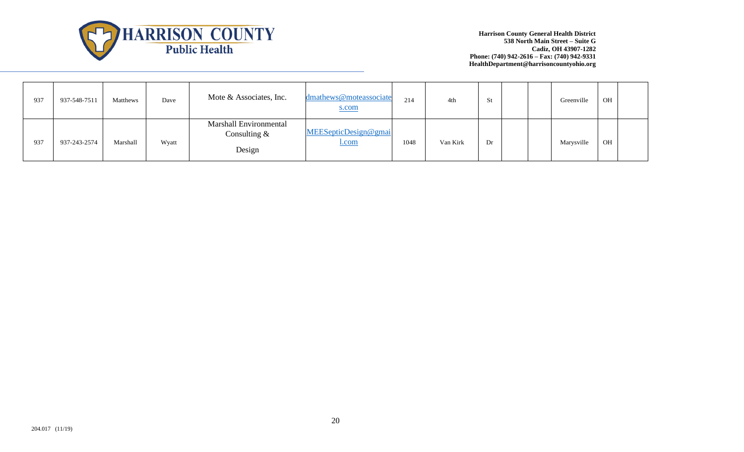| | | | | | | | | | | | | | |
|---|---|---|---|---|---|---|---|---|---|---|---|---|---|
| 937 | 937-548-7511 | Matthews | Dave | Mote & Associates, Inc. | dmathews@moteassociates.com | 214 | 4th | St | | | Greenville | OH | |
| 937 | 937-243-2574 | Marshall | Wyatt | Marshall Environmental Consulting & Design | MEESepticDesign@gmail.com | 1048 | Van Kirk | Dr | | | Marysville | OH | |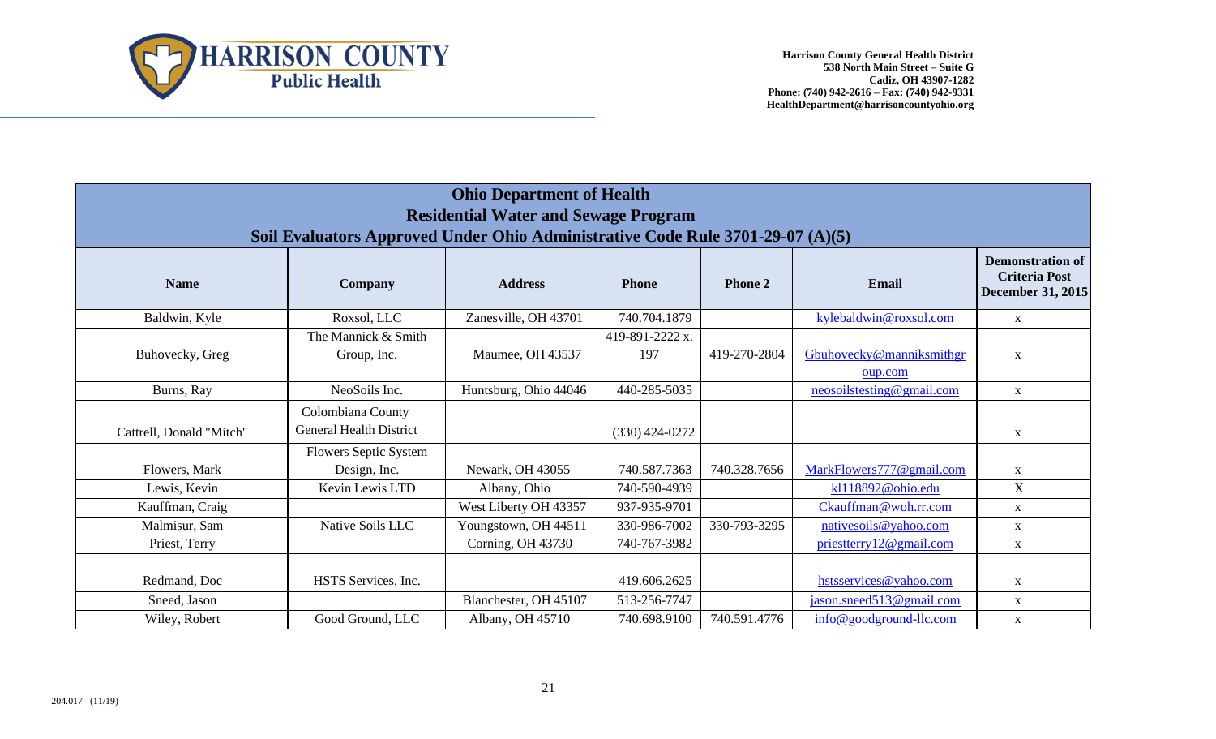Harrison County General Health District
538 North Main Street – Suite G
Cadiz, OH 43907-1282
Phone: (740) 942-2616 – Fax: (740) 942-9331
HealthDepartment@harrisoncountyohio.org

| **Ohio Department of Health**<br>**Residential Water and Sewage Program**<br>**Soil Evaluators Approved Under Ohio Administrative Code Rule 3701-29-07 (A)(5)** | | | | | | |
|---|---|---|---|---|---|---|
| **Name** | **Company** | **Address** | **Phone** | **Phone 2** | **Email** | **Demonstration of Criteria Post December 31, 2015** |
| Baldwin, Kyle | Roxsol, LLC | Zanesville, OH 43701 | 740.704.1879 | | kylebaldwin@roxsol.com | x |
| Buhovecky, Greg | The Mannick & Smith Group, Inc. | Maumee, OH 43537 | 419-891-2222 x. 197 | 419-270-2804 | Gbuhovecky@manniksmithgroup.com | x |
| Burns, Ray | NeoSoils Inc. | Huntsburg, Ohio 44046 | 440-285-5035 | | neosoilstesting@gmail.com | x |
| Cattrell, Donald "Mitch" | Colombiana County General Health District | | (330) 424-0272 | | | x |
| Flowers, Mark | Flowers Septic System Design, Inc. | Newark, OH 43055 | 740.587.7363 | 740.328.7656 | MarkFlowers777@gmail.com | x |
| Lewis, Kevin | Kevin Lewis LTD | Albany, Ohio | 740-590-4939 | | kl118892@ohio.edu | X |
| Kauffman, Craig | | West Liberty OH 43357 | 937-935-9701 | | Ckauffman@woh.rr.com | x |
| Malmisur, Sam | Native Soils LLC | Youngstown, OH 44511 | 330-986-7002 | 330-793-3295 | nativesoils@yahoo.com | x |
| Priest, Terry | | Corning, OH 43730 | 740-767-3982 | | priestterry12@gmail.com | x |
| Redmand, Doc | HSTS Services, Inc. | | 419.606.2625 | | hstsservices@yahoo.com | x |
| Sneed, Jason | | Blanchester, OH 45107 | 513-256-7747 | | jason.sneed513@gmail.com | x |
| Wiley, Robert | Good Ground, LLC | Albany, OH 45710 | 740.698.9100 | 740.591.4776 | info@goodground-llc.com | x |

204.017 (11/19)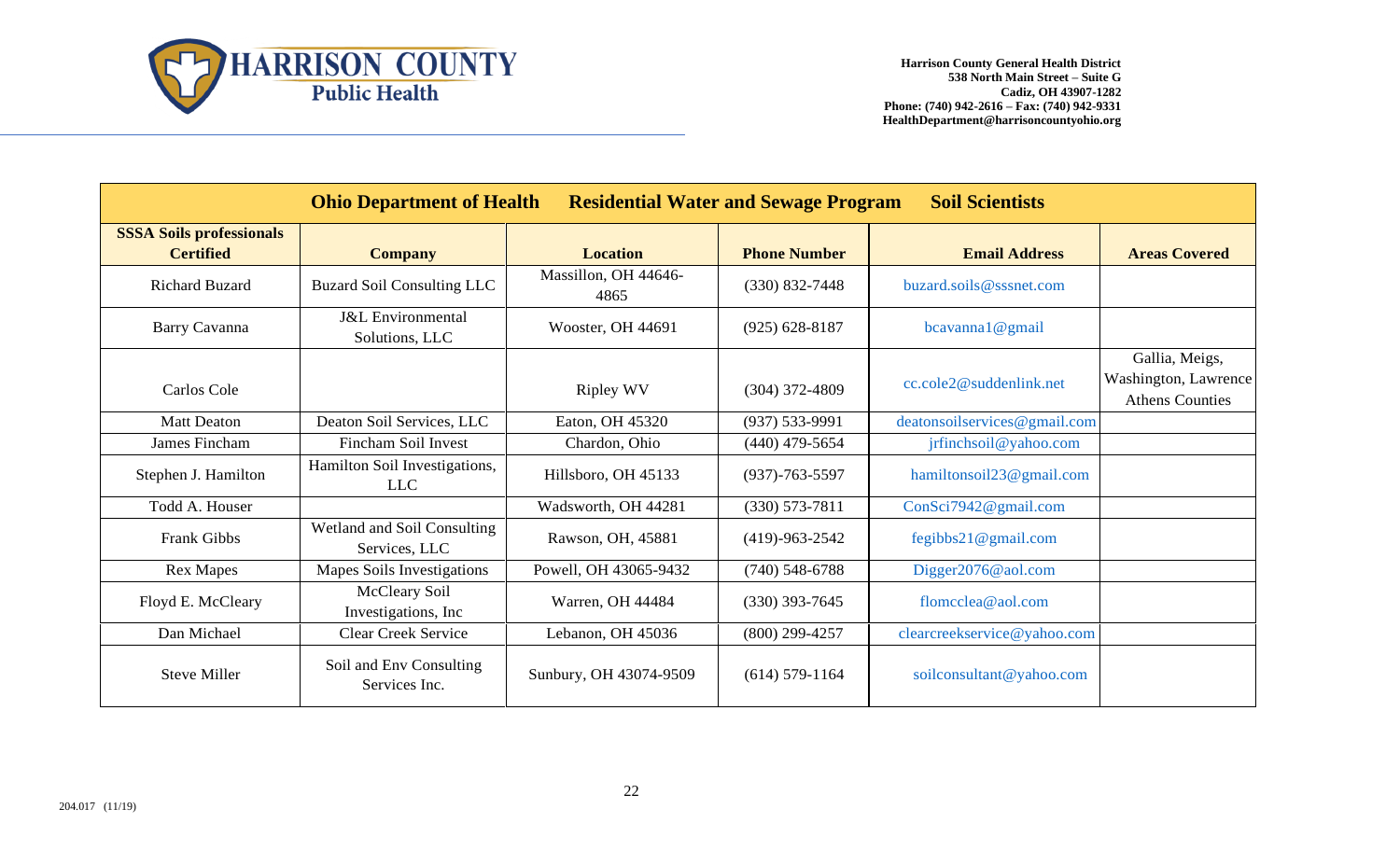Harrison County General Health District
538 North Main Street – Suite G
Cadiz, OH 43907-1282
Phone: (740) 942-2616 – Fax: (740) 942-9331
HealthDepartment@harrisoncountyohio.org

| Ohio Department of Health | Residential Water and Sewage Program | | Soil Scientists | | |
|---|---|---|---|---|---|
| **SSSA Soils professionals Certified** | **Company** | **Location** | **Phone Number** | **Email Address** | **Areas Covered** |
| Richard Buzard | Buzard Soil Consulting LLC | Massillon, OH 44646-4865 | (330) 832-7448 | buzard.soils@sssnet.com | |
| Barry Cavanna | J&L Environmental Solutions, LLC | Wooster, OH 44691 | (925) 628-8187 | bcavanna1@gmail | |
| Carlos Cole | | Ripley WV | (304) 372-4809 | cc.cole2@suddenlink.net | Gallia, Meigs, Washington, Lawrence Athens Counties |
| Matt Deaton | Deaton Soil Services, LLC | Eaton, OH 45320 | (937) 533-9991 | deatonsoilservices@gmail.com | |
| James Fincham | Fincham Soil Invest | Chardon, Ohio | (440) 479-5654 | jrfinchsoil@yahoo.com | |
| Stephen J. Hamilton | Hamilton Soil Investigations, LLC | Hillsboro, OH 45133 | (937)-763-5597 | hamiltonsoil23@gmail.com | |
| Todd A. Houser | | Wadsworth, OH 44281 | (330) 573-7811 | ConSci7942@gmail.com | |
| Frank Gibbs | Wetland and Soil Consulting Services, LLC | Rawson, OH, 45881 | (419)-963-2542 | fegibbs21@gmail.com | |
| Rex Mapes | Mapes Soils Investigations | Powell, OH 43065-9432 | (740) 548-6788 | Digger2076@aol.com | |
| Floyd E. McCleary | McCleary Soil Investigations, Inc | Warren, OH 44484 | (330) 393-7645 | flomcclea@aol.com | |
| Dan Michael | Clear Creek Service | Lebanon, OH 45036 | (800) 299-4257 | clearcreekservice@yahoo.com | |
| Steve Miller | Soil and Env Consulting Services Inc. | Sunbury, OH 43074-9509 | (614) 579-1164 | soilconsultant@yahoo.com | |

204.017 (11/19)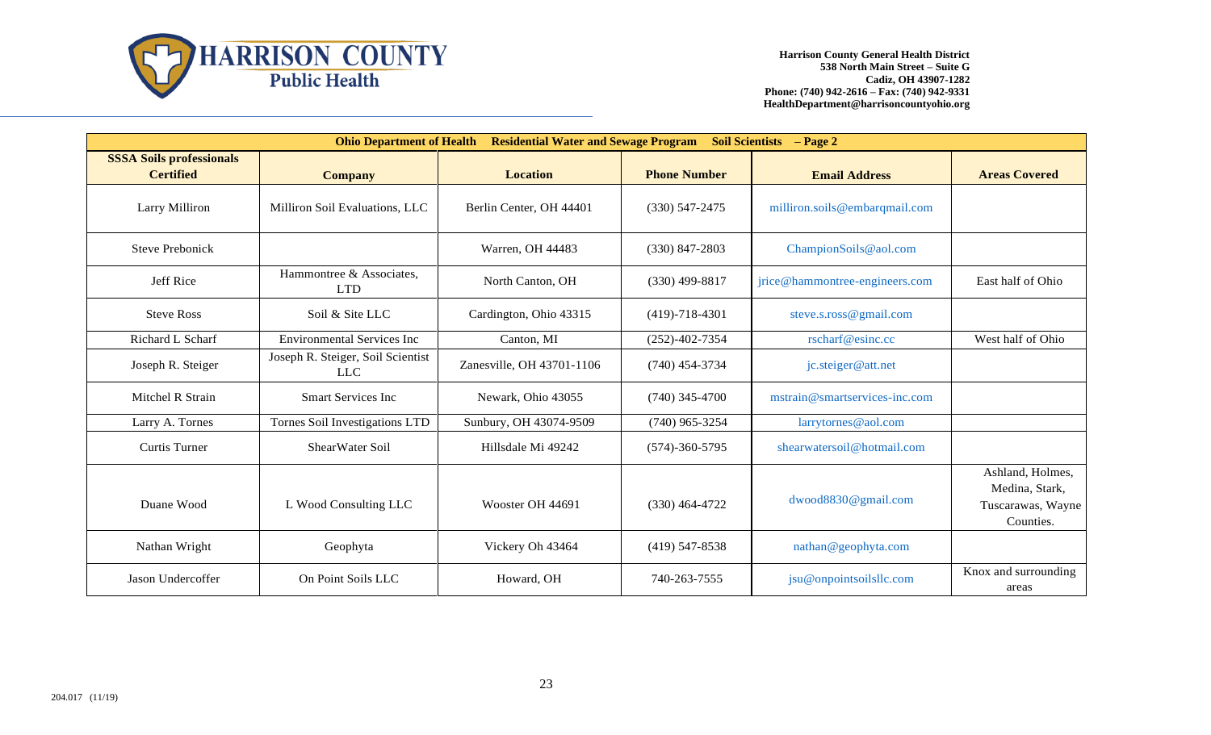Harrison County General Health District
538 North Main Street – Suite G
Cadiz, OH 43907-1282
Phone: (740) 942-2616 – Fax: (740) 942-9331
HealthDepartment@harrisoncountyohio.org

| Ohio Department of Health Residential Water and Sewage Program Soil Scientists – Page 2 | | | | | |
|---|---|---|---|---|---|
| **SSSA Soils professionals Certified** | **Company** | **Location** | **Phone Number** | **Email Address** | **Areas Covered** |
| Larry Milliron | Milliron Soil Evaluations, LLC | Berlin Center, OH 44401 | (330) 547-2475 | milliron.soils@embarqmail.com | |
| Steve Prebonick | | Warren, OH 44483 | (330) 847-2803 | ChampionSoils@aol.com | |
| Jeff Rice | Hammontree & Associates, LTD | North Canton, OH | (330) 499-8817 | jrice@hammontree-engineers.com | East half of Ohio |
| Steve Ross | Soil & Site LLC | Cardington, Ohio 43315 | (419)-718-4301 | steve.s.ross@gmail.com | |
| Richard L Scharf | Environmental Services Inc | Canton, MI | (252)-402-7354 | rscharf@esinc.cc | West half of Ohio |
| Joseph R. Steiger | Joseph R. Steiger, Soil Scientist LLC | Zanesville, OH 43701-1106 | (740) 454-3734 | jc.steiger@att.net | |
| Mitchel R Strain | Smart Services Inc | Newark, Ohio 43055 | (740) 345-4700 | mstrain@smartservices-inc.com | |
| Larry A. Tornes | Tornes Soil Investigations LTD | Sunbury, OH 43074-9509 | (740) 965-3254 | larrytornes@aol.com | |
| Curtis Turner | ShearWater Soil | Hillsdale Mi 49242 | (574)-360-5795 | shearwatersoil@hotmail.com | |
| Duane Wood | L Wood Consulting LLC | Wooster OH 44691 | (330) 464-4722 | dwood8830@gmail.com | Ashland, Holmes, Medina, Stark, Tuscarawas, Wayne Counties. |
| Nathan Wright | Geophyta | Vickery Oh 43464 | (419) 547-8538 | nathan@geophyta.com | |
| Jason Undercoffer | On Point Soils LLC | Howard, OH | 740-263-7555 | jsu@onpointsoilsllc.com | Knox and surrounding areas |

204.017 (11/19)